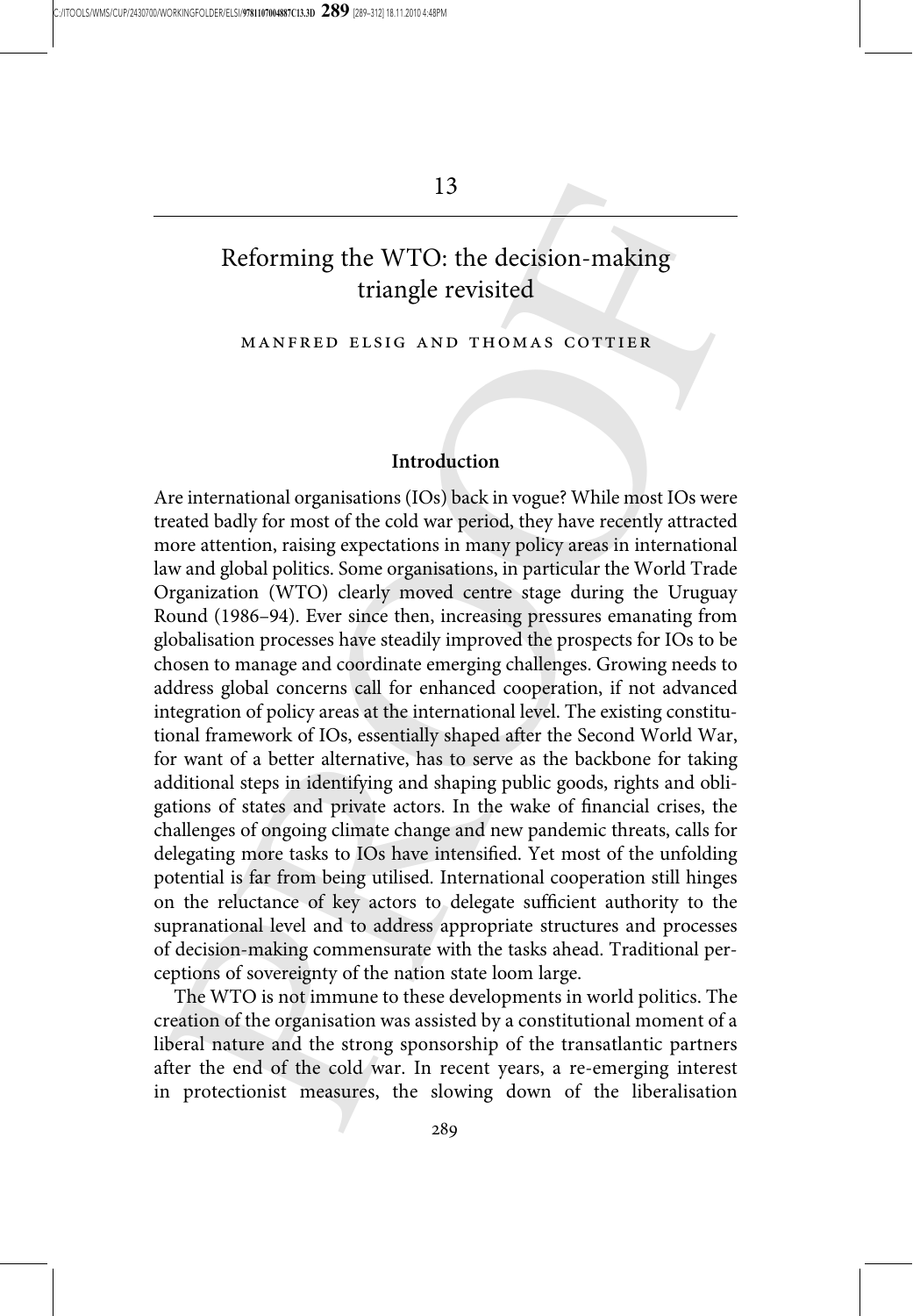# 13

## Reforming the WTO: the decision-making triangle revisited

MANFRED ELSIG AND THOMAS COTTIER

### Introduction

Are international organisations (IOs) back in vogue? While most IOs were treated badly for most of the cold war period, they have recently attracted more attention, raising expectations in many policy areas in international law and global politics. Some organisations, in particular the World Trade Organization (WTO) clearly moved centre stage during the Uruguay Round (1986–94). Ever since then, increasing pressures emanating from globalisation processes have steadily improved the prospects for IOs to be chosen to manage and coordinate emerging challenges. Growing needs to address global concerns call for enhanced cooperation, if not advanced integration of policy areas at the international level. The existing constitutional framework of IOs, essentially shaped after the Second World War, for want of a better alternative, has to serve as the backbone for taking additional steps in identifying and shaping public goods, rights and obligations of states and private actors. In the wake of financial crises, the challenges of ongoing climate change and new pandemic threats, calls for delegating more tasks to IOs have intensified. Yet most of the unfolding potential is far from being utilised. International cooperation still hinges on the reluctance of key actors to delegate sufficient authority to the supranational level and to address appropriate structures and processes of decision-making commensurate with the tasks ahead. Traditional perceptions of sovereignty of the nation state loom large.

The WTO is not immune to these developments in world politics. The creation of the organisation was assisted by a constitutional moment of a liberal nature and the strong sponsorship of the transatlantic partners after the end of the cold war. In recent years, a re-emerging interest in protectionist measures, the slowing down of the liberalisation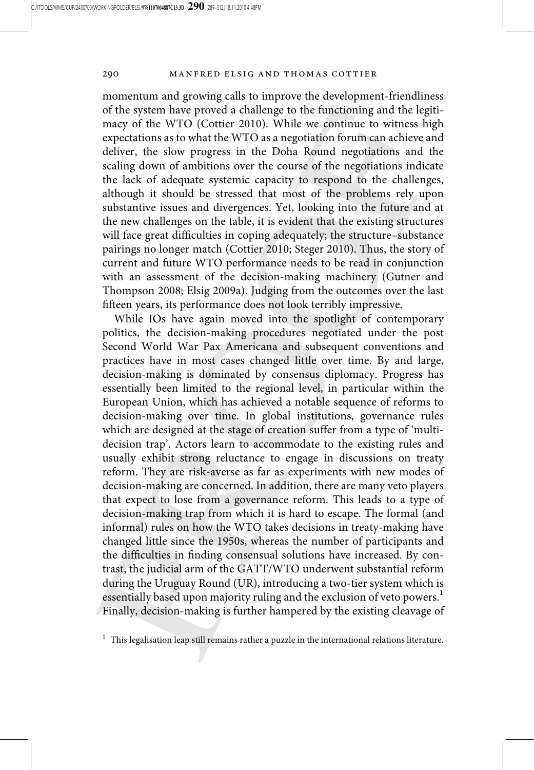momentum and growing calls to improve the development-friendliness of the system have proved a challenge to the functioning and the legitimacy of the WTO (Cottier 2010). While we continue to witness high expectations as to what the WTO as a negotiation forum can achieve and deliver, the slow progress in the Doha Round negotiations and the scaling down of ambitions over the course of the negotiations indicate the lack of adequate systemic capacity to respond to the challenges, although it should be stressed that most of the problems rely upon substantive issues and divergences. Yet, looking into the future and at the new challenges on the table, it is evident that the existing structures will face great difficulties in coping adequately; the structure–substance pairings no longer match (Cottier 2010; Steger 2010). Thus, the story of current and future WTO performance needs to be read in conjunction with an assessment of the decision-making machinery (Gutner and Thompson 2008; Elsig 2009a). Judging from the outcomes over the last fifteen years, its performance does not look terribly impressive.

While IOs have again moved into the spotlight of contemporary politics, the decision-making procedures negotiated under the post Second World War Pax Americana and subsequent conventions and practices have in most cases changed little over time. By and large, decision-making is dominated by consensus diplomacy. Progress has essentially been limited to the regional level, in particular within the European Union, which has achieved a notable sequence of reforms to decision-making over time. In global institutions, governance rules which are designed at the stage of creation suffer from a type of 'multi-decision trap'. Actors learn to accommodate to the existing rules and usually exhibit strong reluctance to engage in discussions on treaty reform. They are risk-averse as far as experiments with new modes of decision-making are concerned. In addition, there are many veto players that expect to lose from a governance reform. This leads to a type of decision-making trap from which it is hard to escape. The formal (and informal) rules on how the WTO takes decisions in treaty-making have changed little since the 1950s, whereas the number of participants and the difficulties in finding consensual solutions have increased. By contrast, the judicial arm of the GATT/WTO underwent substantial reform during the Uruguay Round (UR), introducing a two-tier system which is essentially based upon majority ruling and the exclusion of veto powers.[1] Finally, decision-making is further hampered by the existing cleavage of

[1] This legalisation leap still remains rather a puzzle in the international relations literature.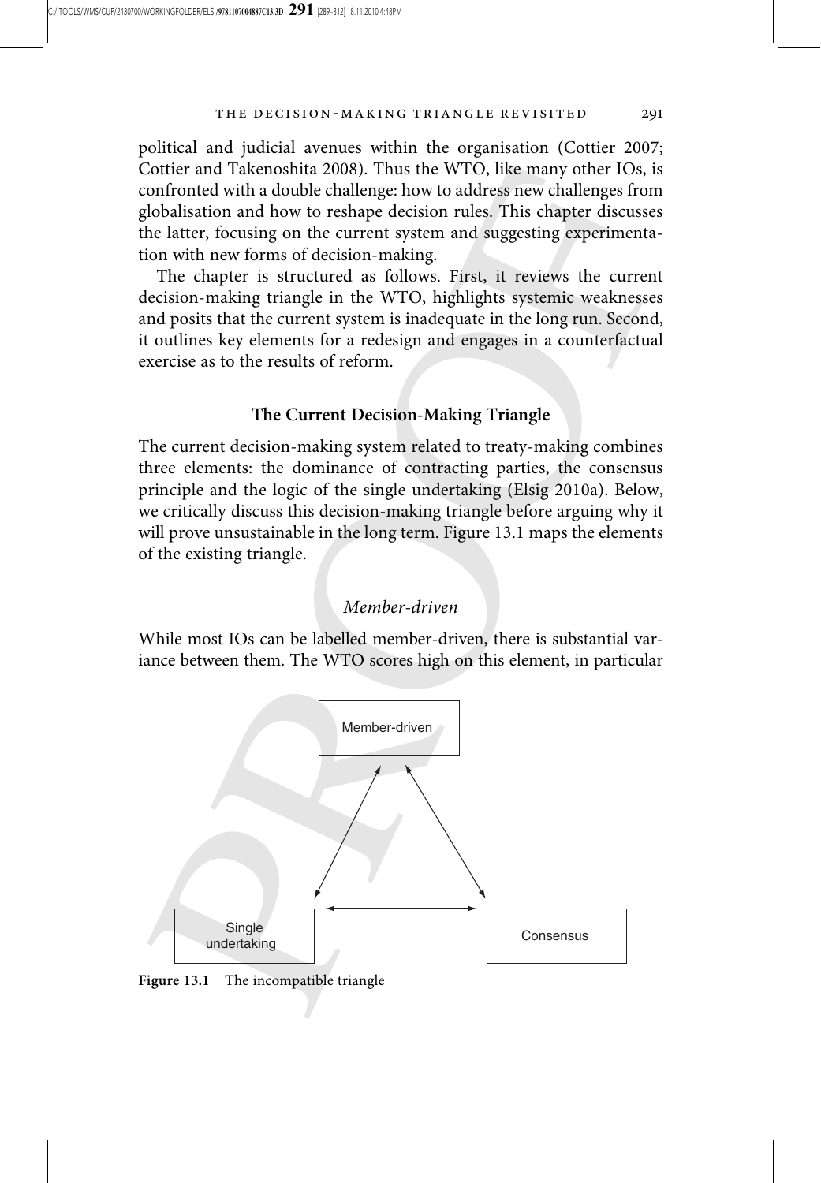political and judicial avenues within the organisation (Cottier 2007; Cottier and Takenoshita 2008). Thus the WTO, like many other IOs, is confronted with a double challenge: how to address new challenges from globalisation and how to reshape decision rules. This chapter discusses the latter, focusing on the current system and suggesting experimentation with new forms of decision-making.

The chapter is structured as follows. First, it reviews the current decision-making triangle in the WTO, highlights systemic weaknesses and posits that the current system is inadequate in the long run. Second, it outlines key elements for a redesign and engages in a counterfactual exercise as to the results of reform.

## The Current Decision-Making Triangle

The current decision-making system related to treaty-making combines three elements: the dominance of contracting parties, the consensus principle and the logic of the single undertaking (Elsig 2010a). Below, we critically discuss this decision-making triangle before arguing why it will prove unsustainable in the long term. Figure 13.1 maps the elements of the existing triangle.

### *Member-driven*

While most IOs can be labelled member-driven, there is substantial variance between them. The WTO scores high on this element, in particular

Member-driven

Single undertaking

Consensus

**Figure 13.1** The incompatible triangle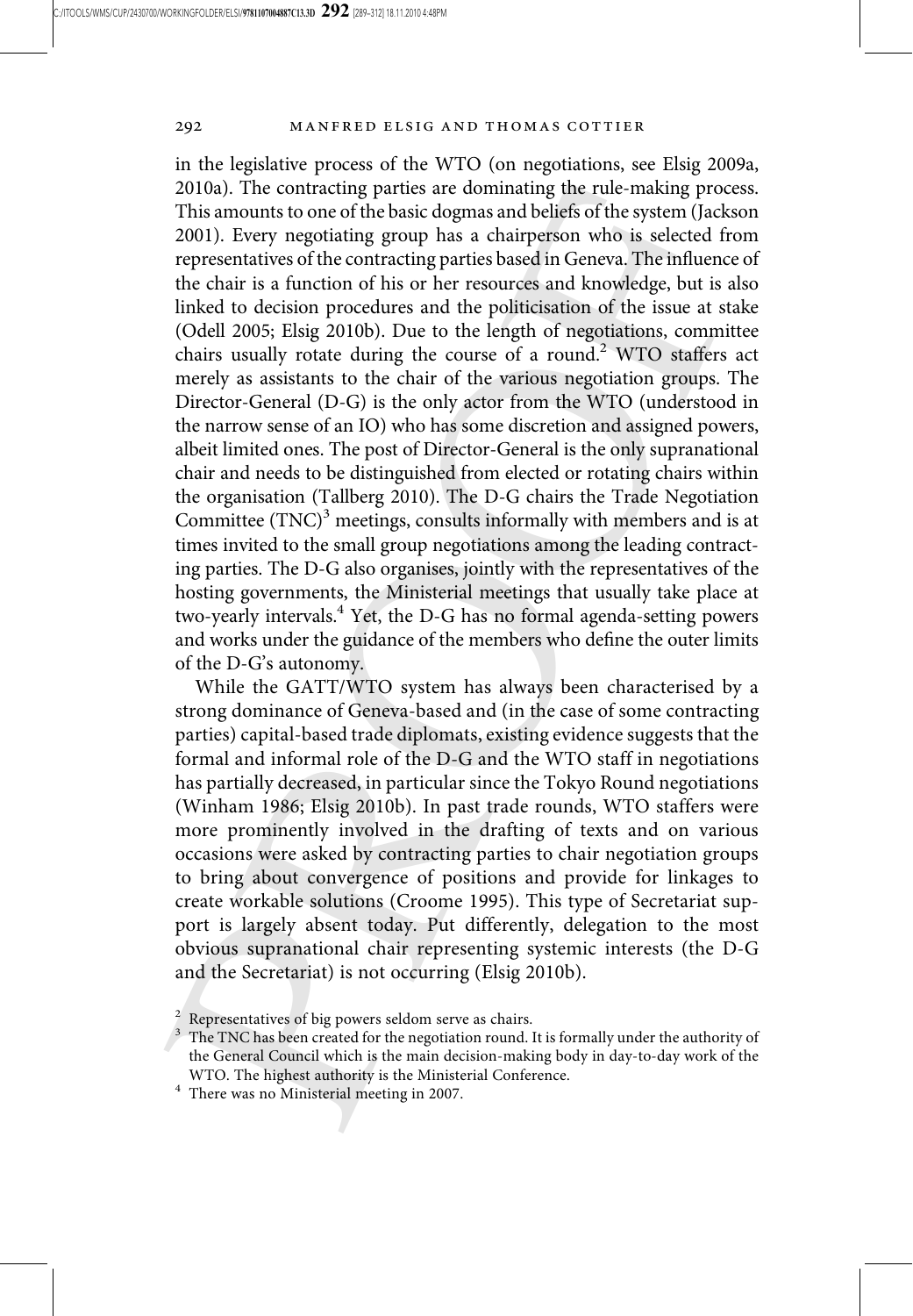in the legislative process of the WTO (on negotiations, see Elsig 2009a, 2010a). The contracting parties are dominating the rule-making process. This amounts to one of the basic dogmas and beliefs of the system (Jackson 2001). Every negotiating group has a chairperson who is selected from representatives of the contracting parties based in Geneva. The influence of the chair is a function of his or her resources and knowledge, but is also linked to decision procedures and the politicisation of the issue at stake (Odell 2005; Elsig 2010b). Due to the length of negotiations, committee chairs usually rotate during the course of a round.[2] WTO staffers act merely as assistants to the chair of the various negotiation groups. The Director-General (D-G) is the only actor from the WTO (understood in the narrow sense of an IO) who has some discretion and assigned powers, albeit limited ones. The post of Director-General is the only supranational chair and needs to be distinguished from elected or rotating chairs within the organisation (Tallberg 2010). The D-G chairs the Trade Negotiation Committee (TNC)[3] meetings, consults informally with members and is at times invited to the small group negotiations among the leading contracting parties. The D-G also organises, jointly with the representatives of the hosting governments, the Ministerial meetings that usually take place at two-yearly intervals.[4] Yet, the D-G has no formal agenda-setting powers and works under the guidance of the members who define the outer limits of the D-G's autonomy.

While the GATT/WTO system has always been characterised by a strong dominance of Geneva-based and (in the case of some contracting parties) capital-based trade diplomats, existing evidence suggests that the formal and informal role of the D-G and the WTO staff in negotiations has partially decreased, in particular since the Tokyo Round negotiations (Winham 1986; Elsig 2010b). In past trade rounds, WTO staffers were more prominently involved in the drafting of texts and on various occasions were asked by contracting parties to chair negotiation groups to bring about convergence of positions and provide for linkages to create workable solutions (Croome 1995). This type of Secretariat support is largely absent today. Put differently, delegation to the most obvious supranational chair representing systemic interests (the D-G and the Secretariat) is not occurring (Elsig 2010b).

[2] Representatives of big powers seldom serve as chairs.

[3] The TNC has been created for the negotiation round. It is formally under the authority of the General Council which is the main decision-making body in day-to-day work of the WTO. The highest authority is the Ministerial Conference.

[4] There was no Ministerial meeting in 2007.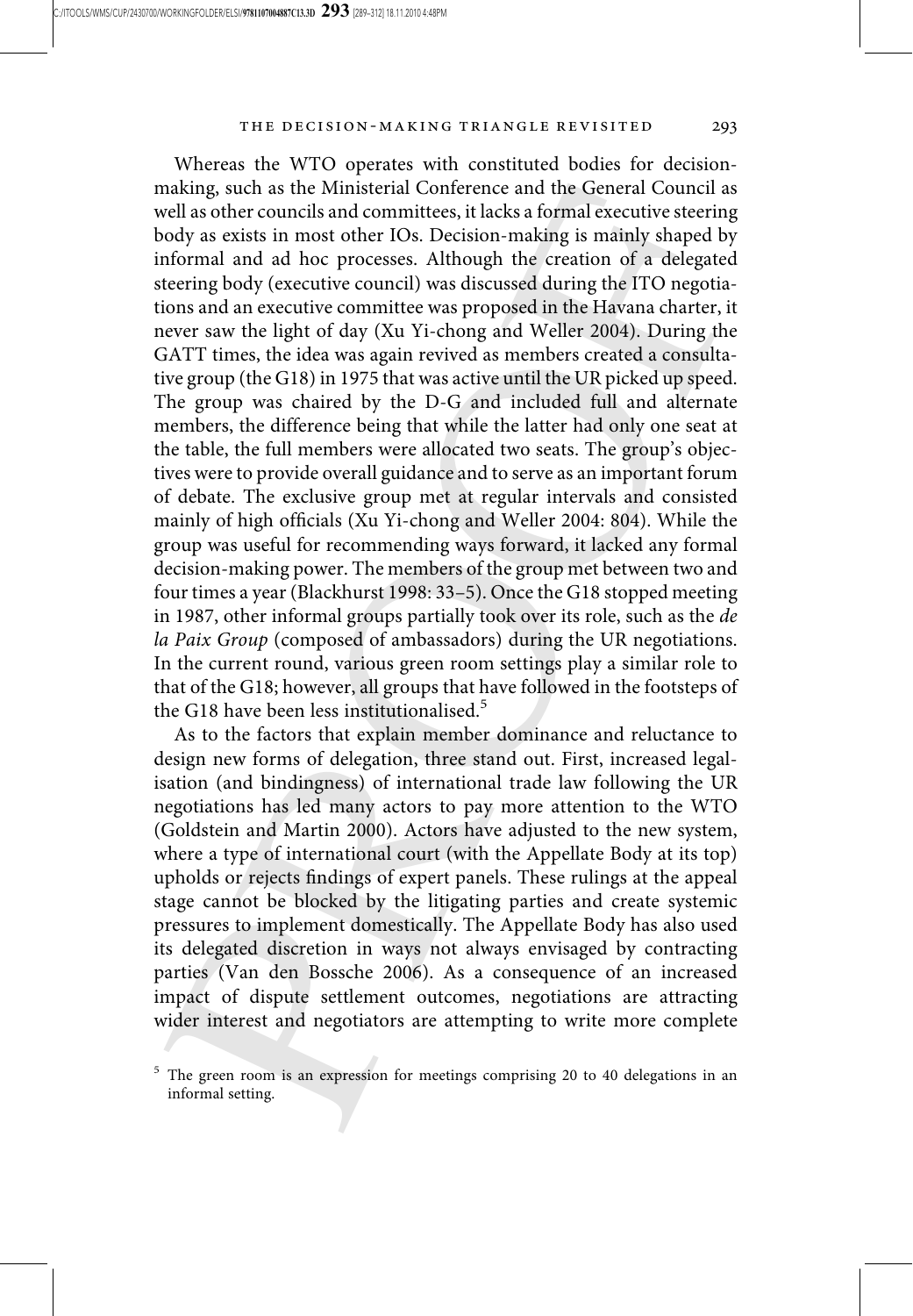Whereas the WTO operates with constituted bodies for decision-making, such as the Ministerial Conference and the General Council as well as other councils and committees, it lacks a formal executive steering body as exists in most other IOs. Decision-making is mainly shaped by informal and ad hoc processes. Although the creation of a delegated steering body (executive council) was discussed during the ITO negotiations and an executive committee was proposed in the Havana charter, it never saw the light of day (Xu Yi-chong and Weller 2004). During the GATT times, the idea was again revived as members created a consultative group (the G18) in 1975 that was active until the UR picked up speed. The group was chaired by the D-G and included full and alternate members, the difference being that while the latter had only one seat at the table, the full members were allocated two seats. The group's objectives were to provide overall guidance and to serve as an important forum of debate. The exclusive group met at regular intervals and consisted mainly of high officials (Xu Yi-chong and Weller 2004: 804). While the group was useful for recommending ways forward, it lacked any formal decision-making power. The members of the group met between two and four times a year (Blackhurst 1998: 33–5). Once the G18 stopped meeting in 1987, other informal groups partially took over its role, such as the *de la Paix Group* (composed of ambassadors) during the UR negotiations. In the current round, various green room settings play a similar role to that of the G18; however, all groups that have followed in the footsteps of the G18 have been less institutionalised.[5]

As to the factors that explain member dominance and reluctance to design new forms of delegation, three stand out. First, increased legalisation (and bindingness) of international trade law following the UR negotiations has led many actors to pay more attention to the WTO (Goldstein and Martin 2000). Actors have adjusted to the new system, where a type of international court (with the Appellate Body at its top) upholds or rejects findings of expert panels. These rulings at the appeal stage cannot be blocked by the litigating parties and create systemic pressures to implement domestically. The Appellate Body has also used its delegated discretion in ways not always envisaged by contracting parties (Van den Bossche 2006). As a consequence of an increased impact of dispute settlement outcomes, negotiations are attracting wider interest and negotiators are attempting to write more complete

[5] The green room is an expression for meetings comprising 20 to 40 delegations in an informal setting.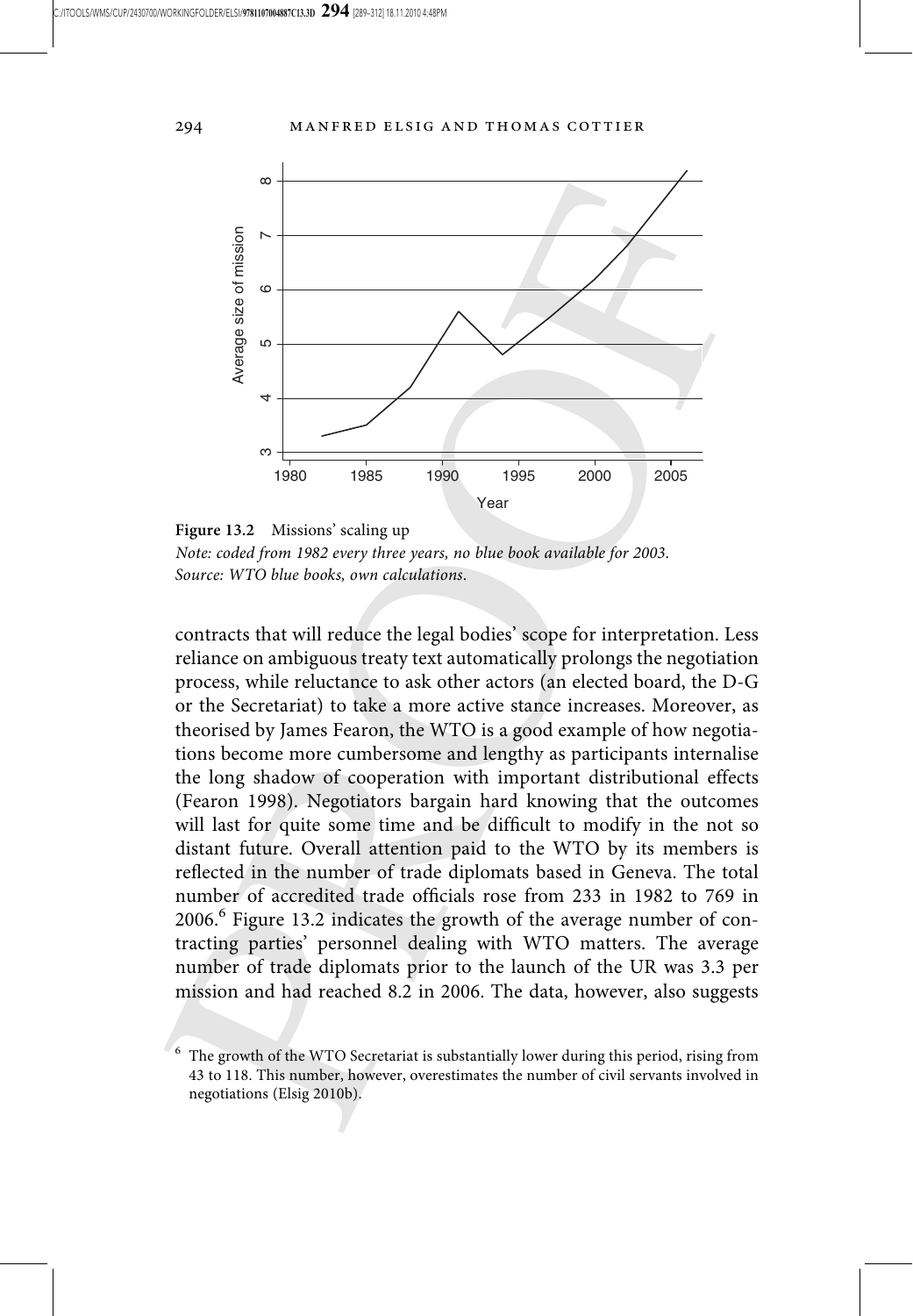**Figure 13.2** Missions' scaling up

*Note: coded from 1982 every three years, no blue book available for 2003.*
*Source: WTO blue books, own calculations.*

contracts that will reduce the legal bodies' scope for interpretation. Less reliance on ambiguous treaty text automatically prolongs the negotiation process, while reluctance to ask other actors (an elected board, the D-G or the Secretariat) to take a more active stance increases. Moreover, as theorised by James Fearon, the WTO is a good example of how negotiations become more cumbersome and lengthy as participants internalise the long shadow of cooperation with important distributional effects (Fearon 1998). Negotiators bargain hard knowing that the outcomes will last for quite some time and be difficult to modify in the not so distant future. Overall attention paid to the WTO by its members is reflected in the number of trade diplomats based in Geneva. The total number of accredited trade officials rose from 233 in 1982 to 769 in 2006.[6] Figure 13.2 indicates the growth of the average number of contracting parties' personnel dealing with WTO matters. The average number of trade diplomats prior to the launch of the UR was 3.3 per mission and had reached 8.2 in 2006. The data, however, also suggests

[6] The growth of the WTO Secretariat is substantially lower during this period, rising from 43 to 118. This number, however, overestimates the number of civil servants involved in negotiations (Elsig 2010b).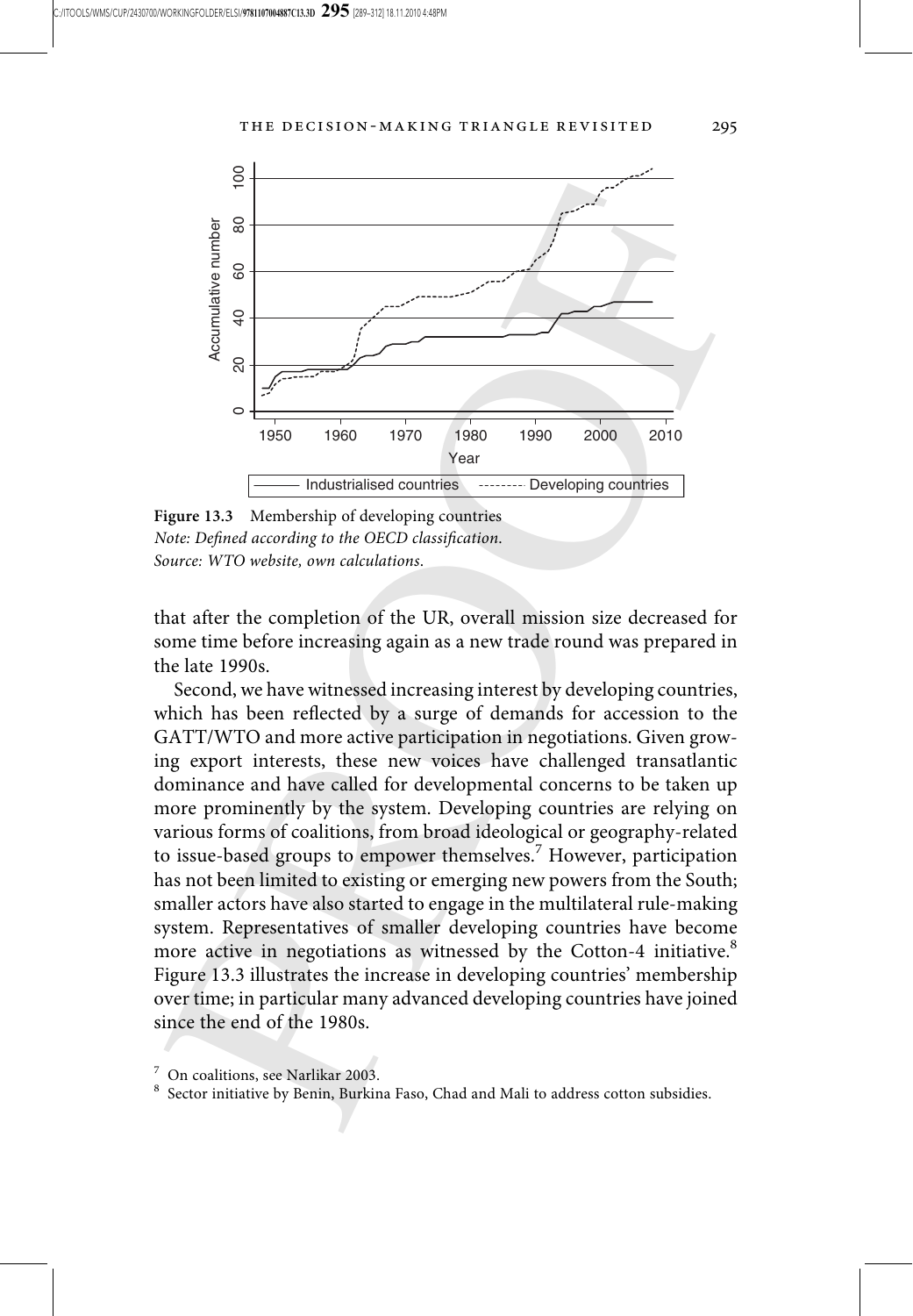**Figure 13.3** Membership of developing countries
*Note: Defined according to the OECD classification.*
*Source: WTO website, own calculations.*

that after the completion of the UR, overall mission size decreased for some time before increasing again as a new trade round was prepared in the late 1990s.

Second, we have witnessed increasing interest by developing countries, which has been reflected by a surge of demands for accession to the GATT/WTO and more active participation in negotiations. Given growing export interests, these new voices have challenged transatlantic dominance and have called for developmental concerns to be taken up more prominently by the system. Developing countries are relying on various forms of coalitions, from broad ideological or geography-related to issue-based groups to empower themselves.[7] However, participation has not been limited to existing or emerging new powers from the South; smaller actors have also started to engage in the multilateral rule-making system. Representatives of smaller developing countries have become more active in negotiations as witnessed by the Cotton-4 initiative.[8] Figure 13.3 illustrates the increase in developing countries' membership over time; in particular many advanced developing countries have joined since the end of the 1980s.

[7] On coalitions, see Narlikar 2003.

[8] Sector initiative by Benin, Burkina Faso, Chad and Mali to address cotton subsidies.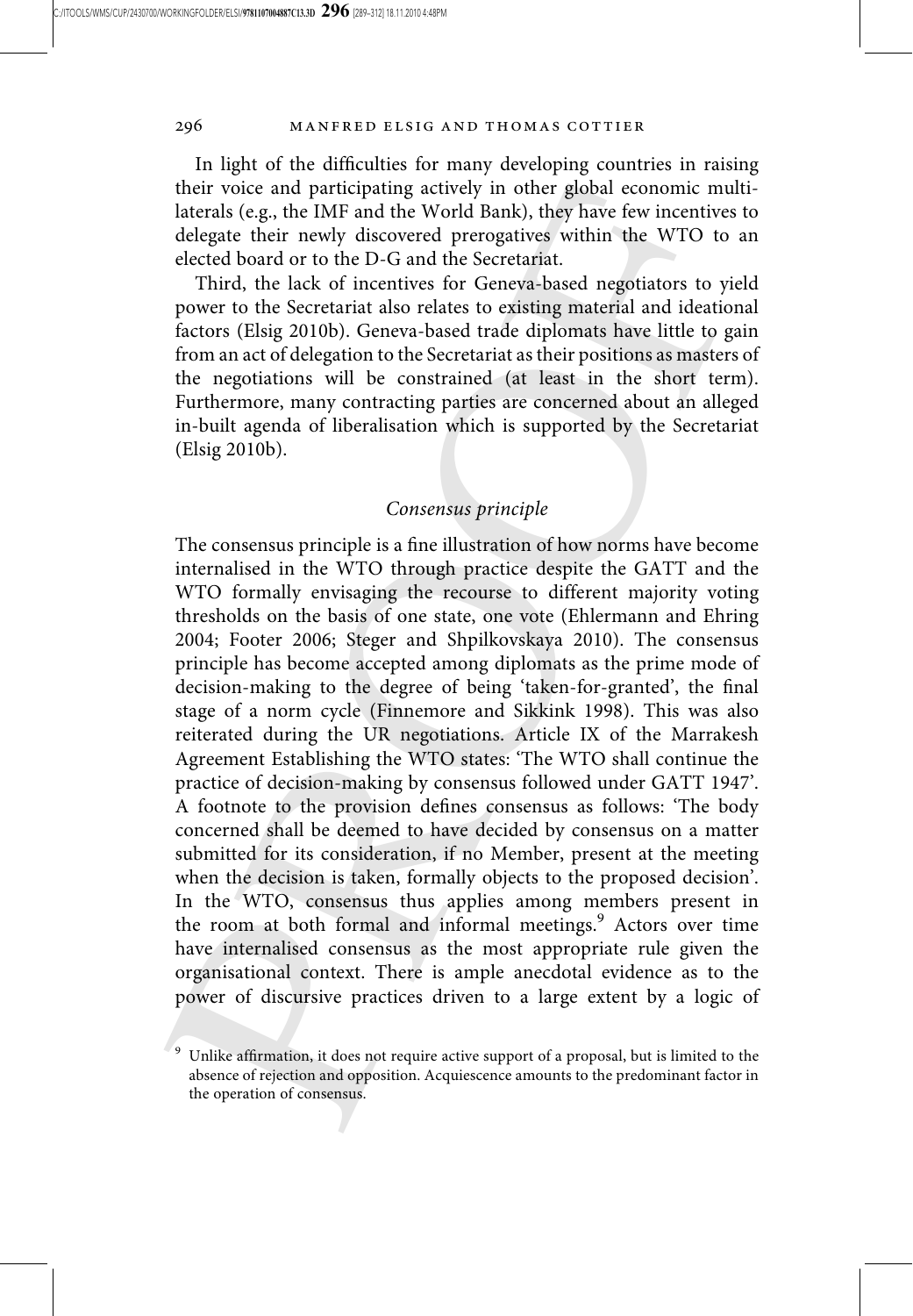In light of the difficulties for many developing countries in raising their voice and participating actively in other global economic multilaterals (e.g., the IMF and the World Bank), they have few incentives to delegate their newly discovered prerogatives within the WTO to an elected board or to the D-G and the Secretariat.

Third, the lack of incentives for Geneva-based negotiators to yield power to the Secretariat also relates to existing material and ideational factors (Elsig 2010b). Geneva-based trade diplomats have little to gain from an act of delegation to the Secretariat as their positions as masters of the negotiations will be constrained (at least in the short term). Furthermore, many contracting parties are concerned about an alleged in-built agenda of liberalisation which is supported by the Secretariat (Elsig 2010b).

### *Consensus principle*

The consensus principle is a fine illustration of how norms have become internalised in the WTO through practice despite the GATT and the WTO formally envisaging the recourse to different majority voting thresholds on the basis of one state, one vote (Ehlermann and Ehring 2004; Footer 2006; Steger and Shpilkovskaya 2010). The consensus principle has become accepted among diplomats as the prime mode of decision-making to the degree of being 'taken-for-granted', the final stage of a norm cycle (Finnemore and Sikkink 1998). This was also reiterated during the UR negotiations. Article IX of the Marrakesh Agreement Establishing the WTO states: 'The WTO shall continue the practice of decision-making by consensus followed under GATT 1947'. A footnote to the provision defines consensus as follows: 'The body concerned shall be deemed to have decided by consensus on a matter submitted for its consideration, if no Member, present at the meeting when the decision is taken, formally objects to the proposed decision'. In the WTO, consensus thus applies among members present in the room at both formal and informal meetings.[9] Actors over time have internalised consensus as the most appropriate rule given the organisational context. There is ample anecdotal evidence as to the power of discursive practices driven to a large extent by a logic of

[9] Unlike affirmation, it does not require active support of a proposal, but is limited to the absence of rejection and opposition. Acquiescence amounts to the predominant factor in the operation of consensus.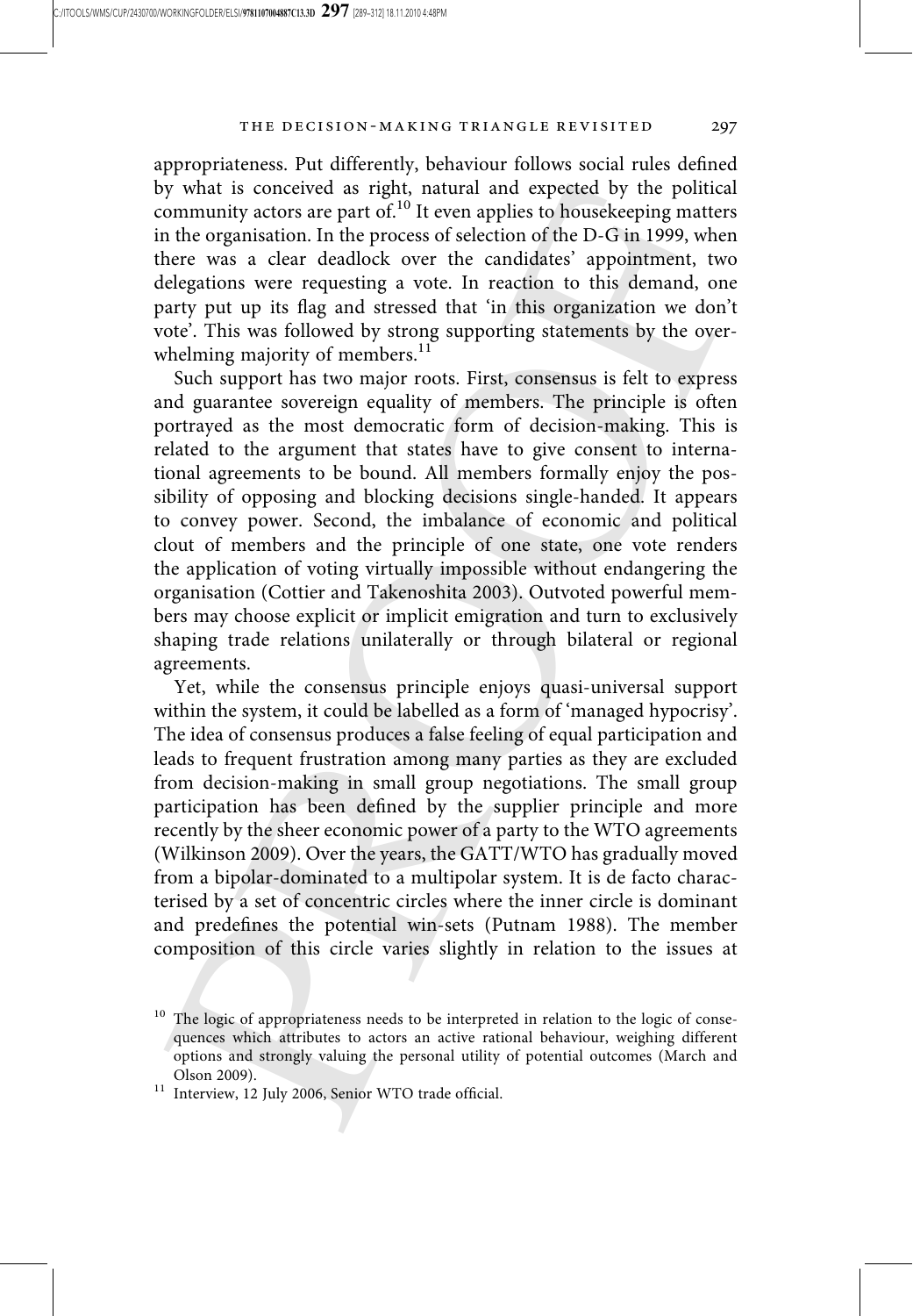appropriateness. Put differently, behaviour follows social rules defined by what is conceived as right, natural and expected by the political community actors are part of.[10] It even applies to housekeeping matters in the organisation. In the process of selection of the D-G in 1999, when there was a clear deadlock over the candidates' appointment, two delegations were requesting a vote. In reaction to this demand, one party put up its flag and stressed that 'in this organization we don't vote'. This was followed by strong supporting statements by the overwhelming majority of members.[11]

Such support has two major roots. First, consensus is felt to express and guarantee sovereign equality of members. The principle is often portrayed as the most democratic form of decision-making. This is related to the argument that states have to give consent to international agreements to be bound. All members formally enjoy the possibility of opposing and blocking decisions single-handed. It appears to convey power. Second, the imbalance of economic and political clout of members and the principle of one state, one vote renders the application of voting virtually impossible without endangering the organisation (Cottier and Takenoshita 2003). Outvoted powerful members may choose explicit or implicit emigration and turn to exclusively shaping trade relations unilaterally or through bilateral or regional agreements.

Yet, while the consensus principle enjoys quasi-universal support within the system, it could be labelled as a form of 'managed hypocrisy'. The idea of consensus produces a false feeling of equal participation and leads to frequent frustration among many parties as they are excluded from decision-making in small group negotiations. The small group participation has been defined by the supplier principle and more recently by the sheer economic power of a party to the WTO agreements (Wilkinson 2009). Over the years, the GATT/WTO has gradually moved from a bipolar-dominated to a multipolar system. It is de facto characterised by a set of concentric circles where the inner circle is dominant and predefines the potential win-sets (Putnam 1988). The member composition of this circle varies slightly in relation to the issues at

[10] The logic of appropriateness needs to be interpreted in relation to the logic of consequences which attributes to actors an active rational behaviour, weighing different options and strongly valuing the personal utility of potential outcomes (March and Olson 2009).

[11] Interview, 12 July 2006, Senior WTO trade official.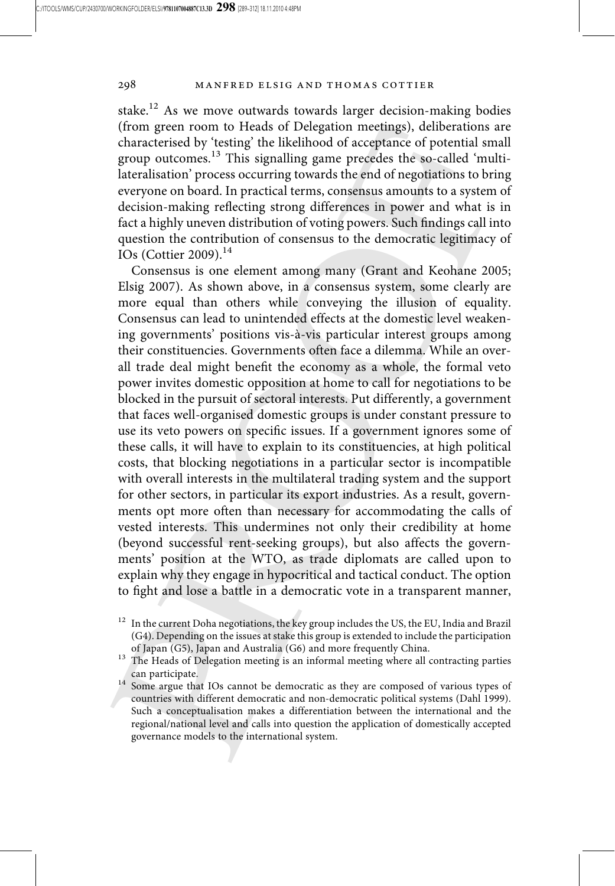stake.[12] As we move outwards towards larger decision-making bodies (from green room to Heads of Delegation meetings), deliberations are characterised by 'testing' the likelihood of acceptance of potential small group outcomes.[13] This signalling game precedes the so-called 'multilateralisation' process occurring towards the end of negotiations to bring everyone on board. In practical terms, consensus amounts to a system of decision-making reflecting strong differences in power and what is in fact a highly uneven distribution of voting powers. Such findings call into question the contribution of consensus to the democratic legitimacy of IOs (Cottier 2009).[14]

Consensus is one element among many (Grant and Keohane 2005; Elsig 2007). As shown above, in a consensus system, some clearly are more equal than others while conveying the illusion of equality. Consensus can lead to unintended effects at the domestic level weakening governments' positions vis-à-vis particular interest groups among their constituencies. Governments often face a dilemma. While an overall trade deal might benefit the economy as a whole, the formal veto power invites domestic opposition at home to call for negotiations to be blocked in the pursuit of sectoral interests. Put differently, a government that faces well-organised domestic groups is under constant pressure to use its veto powers on specific issues. If a government ignores some of these calls, it will have to explain to its constituencies, at high political costs, that blocking negotiations in a particular sector is incompatible with overall interests in the multilateral trading system and the support for other sectors, in particular its export industries. As a result, governments opt more often than necessary for accommodating the calls of vested interests. This undermines not only their credibility at home (beyond successful rent-seeking groups), but also affects the governments' position at the WTO, as trade diplomats are called upon to explain why they engage in hypocritical and tactical conduct. The option to fight and lose a battle in a democratic vote in a transparent manner,

[12] In the current Doha negotiations, the key group includes the US, the EU, India and Brazil (G4). Depending on the issues at stake this group is extended to include the participation of Japan (G5), Japan and Australia (G6) and more frequently China.

[13] The Heads of Delegation meeting is an informal meeting where all contracting parties can participate.

[14] Some argue that IOs cannot be democratic as they are composed of various types of countries with different democratic and non-democratic political systems (Dahl 1999). Such a conceptualisation makes a differentiation between the international and the regional/national level and calls into question the application of domestically accepted governance models to the international system.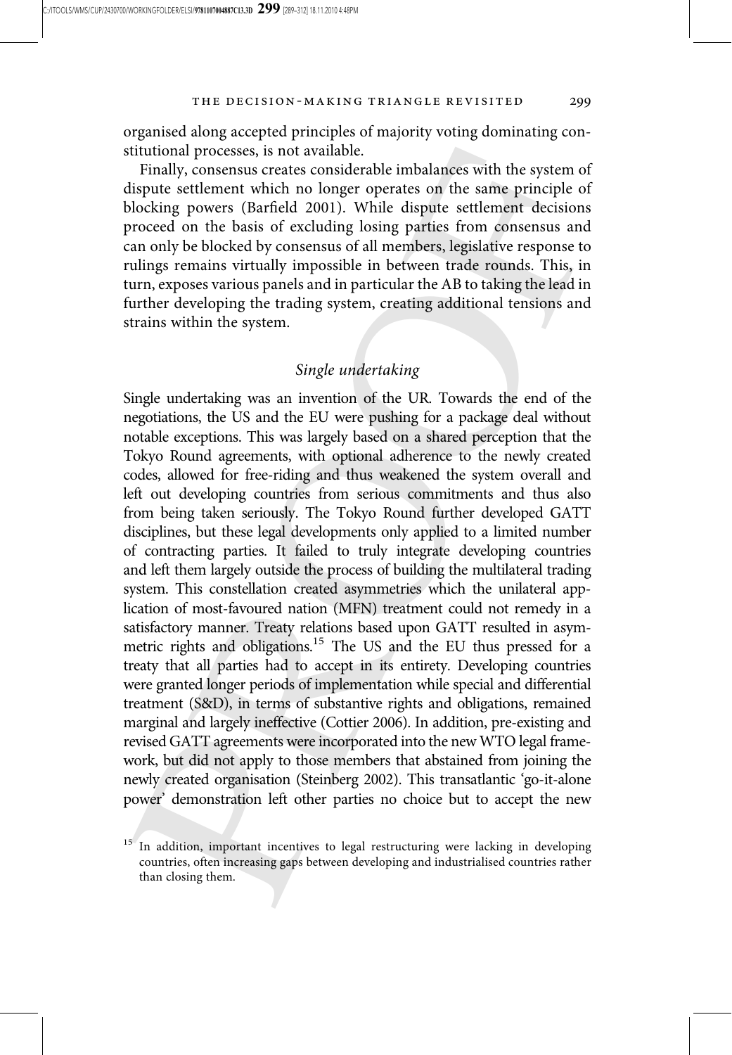organised along accepted principles of majority voting dominating constitutional processes, is not available.

Finally, consensus creates considerable imbalances with the system of dispute settlement which no longer operates on the same principle of blocking powers (Barfield 2001). While dispute settlement decisions proceed on the basis of excluding losing parties from consensus and can only be blocked by consensus of all members, legislative response to rulings remains virtually impossible in between trade rounds. This, in turn, exposes various panels and in particular the AB to taking the lead in further developing the trading system, creating additional tensions and strains within the system.

### *Single undertaking*

Single undertaking was an invention of the UR. Towards the end of the negotiations, the US and the EU were pushing for a package deal without notable exceptions. This was largely based on a shared perception that the Tokyo Round agreements, with optional adherence to the newly created codes, allowed for free-riding and thus weakened the system overall and left out developing countries from serious commitments and thus also from being taken seriously. The Tokyo Round further developed GATT disciplines, but these legal developments only applied to a limited number of contracting parties. It failed to truly integrate developing countries and left them largely outside the process of building the multilateral trading system. This constellation created asymmetries which the unilateral application of most-favoured nation (MFN) treatment could not remedy in a satisfactory manner. Treaty relations based upon GATT resulted in asymmetric rights and obligations.[15] The US and the EU thus pressed for a treaty that all parties had to accept in its entirety. Developing countries were granted longer periods of implementation while special and differential treatment (S&D), in terms of substantive rights and obligations, remained marginal and largely ineffective (Cottier 2006). In addition, pre-existing and revised GATT agreements were incorporated into the new WTO legal framework, but did not apply to those members that abstained from joining the newly created organisation (Steinberg 2002). This transatlantic 'go-it-alone power' demonstration left other parties no choice but to accept the new

[15] In addition, important incentives to legal restructuring were lacking in developing countries, often increasing gaps between developing and industrialised countries rather than closing them.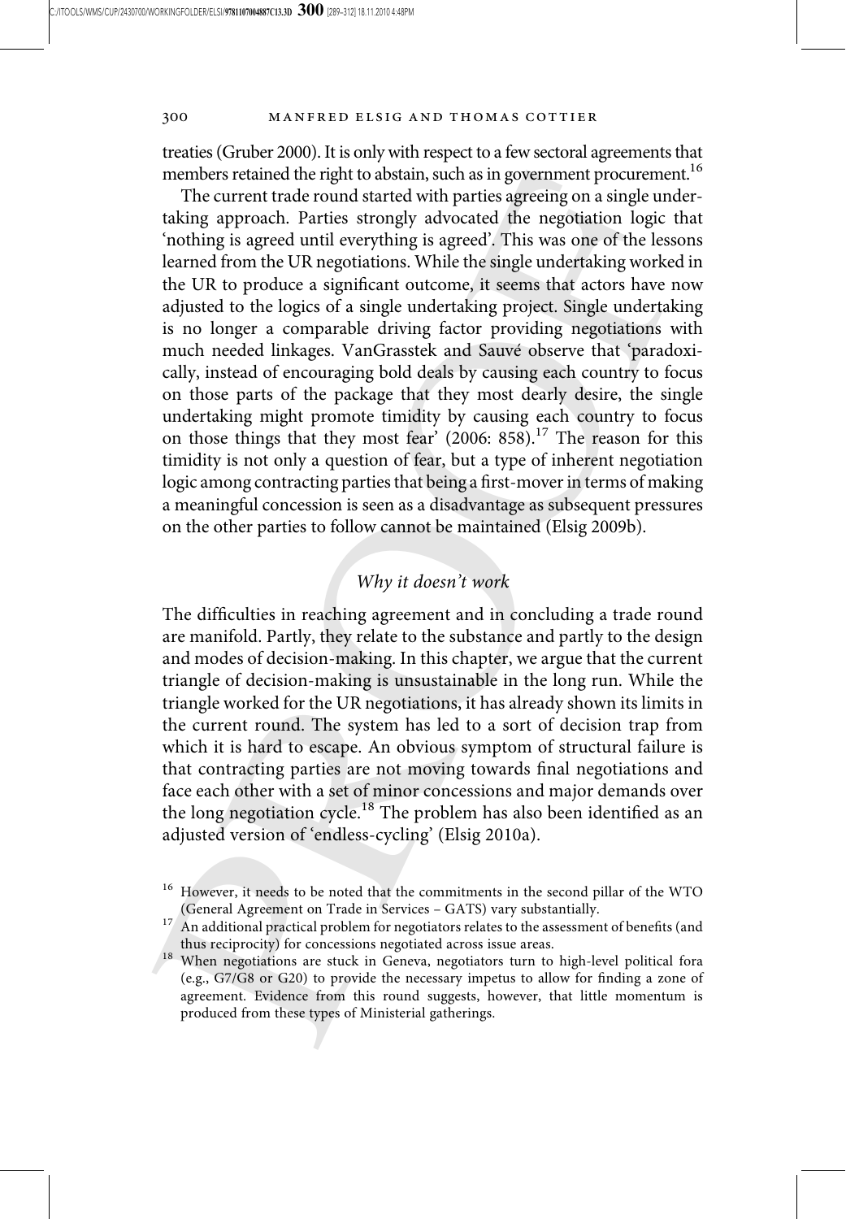treaties (Gruber 2000). It is only with respect to a few sectoral agreements that members retained the right to abstain, such as in government procurement.[16]

The current trade round started with parties agreeing on a single undertaking approach. Parties strongly advocated the negotiation logic that 'nothing is agreed until everything is agreed'. This was one of the lessons learned from the UR negotiations. While the single undertaking worked in the UR to produce a significant outcome, it seems that actors have now adjusted to the logics of a single undertaking project. Single undertaking is no longer a comparable driving factor providing negotiations with much needed linkages. VanGrasstek and Sauvé observe that 'paradoxically, instead of encouraging bold deals by causing each country to focus on those parts of the package that they most dearly desire, the single undertaking might promote timidity by causing each country to focus on those things that they most fear' (2006: 858).[17] The reason for this timidity is not only a question of fear, but a type of inherent negotiation logic among contracting parties that being a first-mover in terms of making a meaningful concession is seen as a disadvantage as subsequent pressures on the other parties to follow cannot be maintained (Elsig 2009b).

### *Why it doesn't work*

The difficulties in reaching agreement and in concluding a trade round are manifold. Partly, they relate to the substance and partly to the design and modes of decision-making. In this chapter, we argue that the current triangle of decision-making is unsustainable in the long run. While the triangle worked for the UR negotiations, it has already shown its limits in the current round. The system has led to a sort of decision trap from which it is hard to escape. An obvious symptom of structural failure is that contracting parties are not moving towards final negotiations and face each other with a set of minor concessions and major demands over the long negotiation cycle.[18] The problem has also been identified as an adjusted version of 'endless-cycling' (Elsig 2010a).

---

[16] However, it needs to be noted that the commitments in the second pillar of the WTO (General Agreement on Trade in Services – GATS) vary substantially.

[17] An additional practical problem for negotiators relates to the assessment of benefits (and thus reciprocity) for concessions negotiated across issue areas.

[18] When negotiations are stuck in Geneva, negotiators turn to high-level political fora (e.g., G7/G8 or G20) to provide the necessary impetus to allow for finding a zone of agreement. Evidence from this round suggests, however, that little momentum is produced from these types of Ministerial gatherings.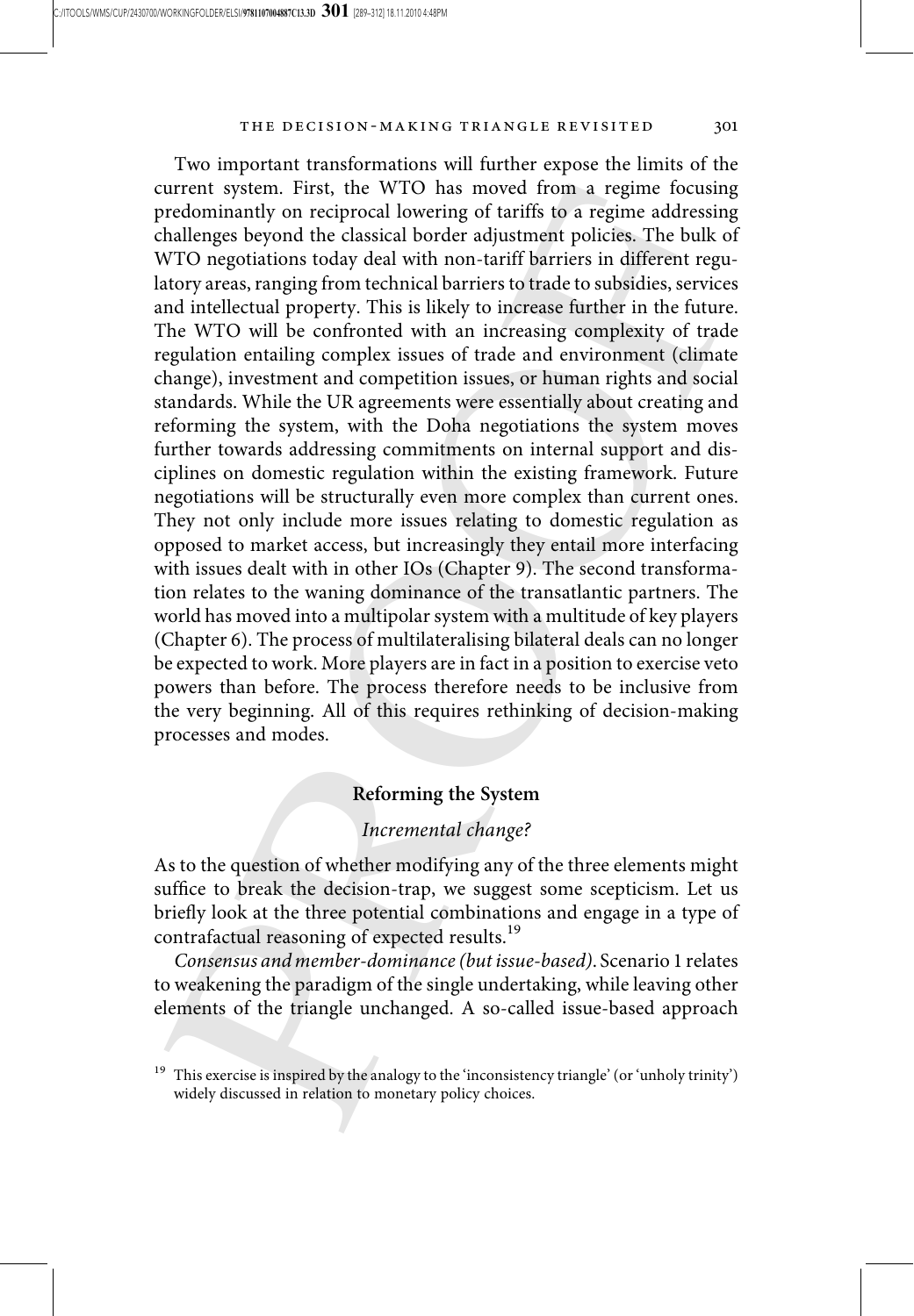Two important transformations will further expose the limits of the current system. First, the WTO has moved from a regime focusing predominantly on reciprocal lowering of tariffs to a regime addressing challenges beyond the classical border adjustment policies. The bulk of WTO negotiations today deal with non-tariff barriers in different regulatory areas, ranging from technical barriers to trade to subsidies, services and intellectual property. This is likely to increase further in the future. The WTO will be confronted with an increasing complexity of trade regulation entailing complex issues of trade and environment (climate change), investment and competition issues, or human rights and social standards. While the UR agreements were essentially about creating and reforming the system, with the Doha negotiations the system moves further towards addressing commitments on internal support and disciplines on domestic regulation within the existing framework. Future negotiations will be structurally even more complex than current ones. They not only include more issues relating to domestic regulation as opposed to market access, but increasingly they entail more interfacing with issues dealt with in other IOs (Chapter 9). The second transformation relates to the waning dominance of the transatlantic partners. The world has moved into a multipolar system with a multitude of key players (Chapter 6). The process of multilateralising bilateral deals can no longer be expected to work. More players are in fact in a position to exercise veto powers than before. The process therefore needs to be inclusive from the very beginning. All of this requires rethinking of decision-making processes and modes.

## Reforming the System

### *Incremental change?*

As to the question of whether modifying any of the three elements might suffice to break the decision-trap, we suggest some scepticism. Let us briefly look at the three potential combinations and engage in a type of contrafactual reasoning of expected results.[19]

*Consensus and member-dominance (but issue-based).* Scenario 1 relates to weakening the paradigm of the single undertaking, while leaving other elements of the triangle unchanged. A so-called issue-based approach

[19] This exercise is inspired by the analogy to the 'inconsistency triangle' (or 'unholy trinity') widely discussed in relation to monetary policy choices.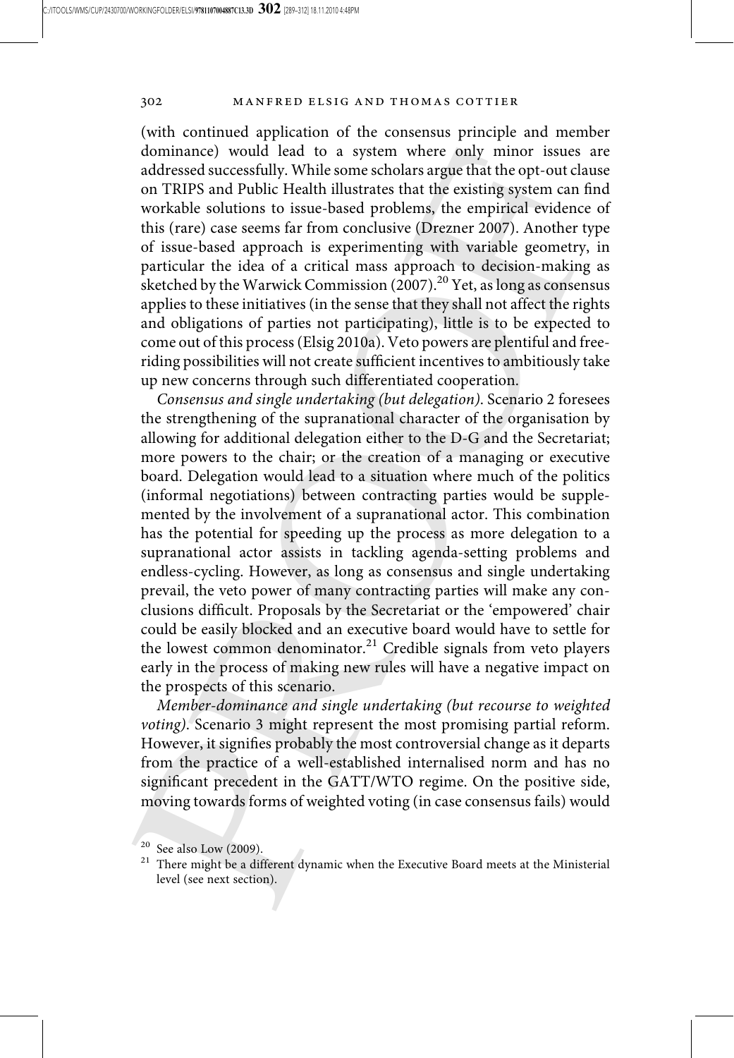(with continued application of the consensus principle and member dominance) would lead to a system where only minor issues are addressed successfully. While some scholars argue that the opt-out clause on TRIPS and Public Health illustrates that the existing system can find workable solutions to issue-based problems, the empirical evidence of this (rare) case seems far from conclusive (Drezner 2007). Another type of issue-based approach is experimenting with variable geometry, in particular the idea of a critical mass approach to decision-making as sketched by the Warwick Commission (2007).[20] Yet, as long as consensus applies to these initiatives (in the sense that they shall not affect the rights and obligations of parties not participating), little is to be expected to come out of this process (Elsig 2010a). Veto powers are plentiful and free-riding possibilities will not create sufficient incentives to ambitiously take up new concerns through such differentiated cooperation.

*Consensus and single undertaking (but delegation).* Scenario 2 foresees the strengthening of the supranational character of the organisation by allowing for additional delegation either to the D-G and the Secretariat; more powers to the chair; or the creation of a managing or executive board. Delegation would lead to a situation where much of the politics (informal negotiations) between contracting parties would be supplemented by the involvement of a supranational actor. This combination has the potential for speeding up the process as more delegation to a supranational actor assists in tackling agenda-setting problems and endless-cycling. However, as long as consensus and single undertaking prevail, the veto power of many contracting parties will make any conclusions difficult. Proposals by the Secretariat or the 'empowered' chair could be easily blocked and an executive board would have to settle for the lowest common denominator.[21] Credible signals from veto players early in the process of making new rules will have a negative impact on the prospects of this scenario.

*Member-dominance and single undertaking (but recourse to weighted voting).* Scenario 3 might represent the most promising partial reform. However, it signifies probably the most controversial change as it departs from the practice of a well-established internalised norm and has no significant precedent in the GATT/WTO regime. On the positive side, moving towards forms of weighted voting (in case consensus fails) would

[20] See also Low (2009).

[21] There might be a different dynamic when the Executive Board meets at the Ministerial level (see next section).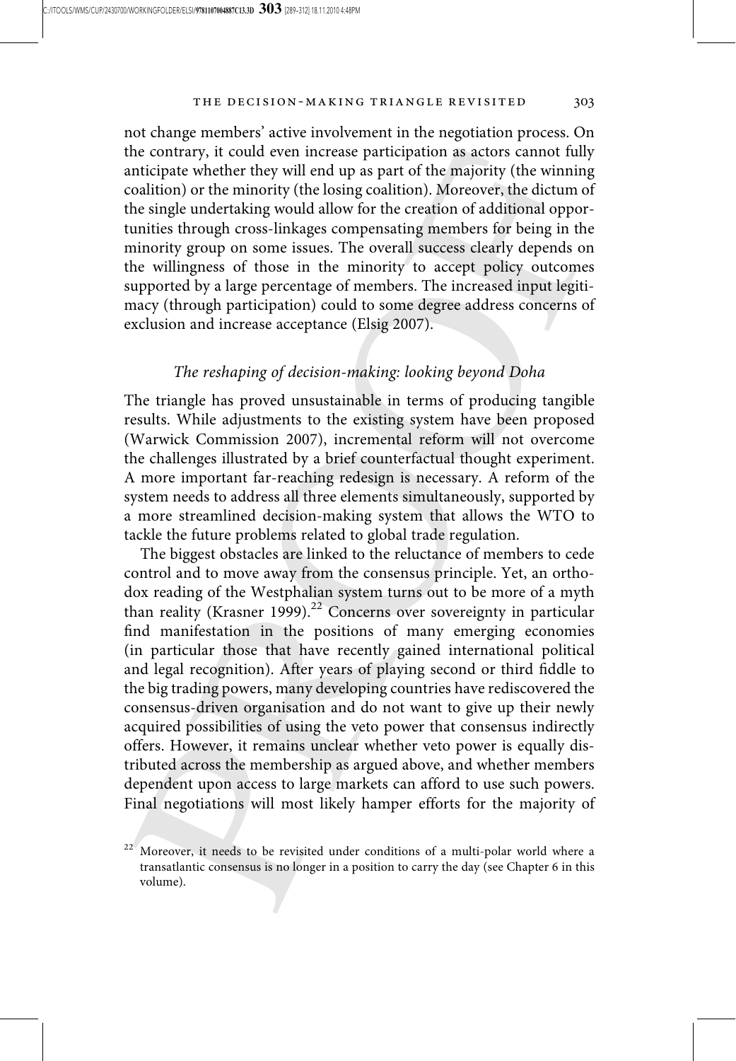not change members' active involvement in the negotiation process. On the contrary, it could even increase participation as actors cannot fully anticipate whether they will end up as part of the majority (the winning coalition) or the minority (the losing coalition). Moreover, the dictum of the single undertaking would allow for the creation of additional opportunities through cross-linkages compensating members for being in the minority group on some issues. The overall success clearly depends on the willingness of those in the minority to accept policy outcomes supported by a large percentage of members. The increased input legitimacy (through participation) could to some degree address concerns of exclusion and increase acceptance (Elsig 2007).

### *The reshaping of decision-making: looking beyond Doha*

The triangle has proved unsustainable in terms of producing tangible results. While adjustments to the existing system have been proposed (Warwick Commission 2007), incremental reform will not overcome the challenges illustrated by a brief counterfactual thought experiment. A more important far-reaching redesign is necessary. A reform of the system needs to address all three elements simultaneously, supported by a more streamlined decision-making system that allows the WTO to tackle the future problems related to global trade regulation.

The biggest obstacles are linked to the reluctance of members to cede control and to move away from the consensus principle. Yet, an orthodox reading of the Westphalian system turns out to be more of a myth than reality (Krasner 1999).[22] Concerns over sovereignty in particular find manifestation in the positions of many emerging economies (in particular those that have recently gained international political and legal recognition). After years of playing second or third fiddle to the big trading powers, many developing countries have rediscovered the consensus-driven organisation and do not want to give up their newly acquired possibilities of using the veto power that consensus indirectly offers. However, it remains unclear whether veto power is equally distributed across the membership as argued above, and whether members dependent upon access to large markets can afford to use such powers. Final negotiations will most likely hamper efforts for the majority of

[22] Moreover, it needs to be revisited under conditions of a multi-polar world where a transatlantic consensus is no longer in a position to carry the day (see Chapter 6 in this volume).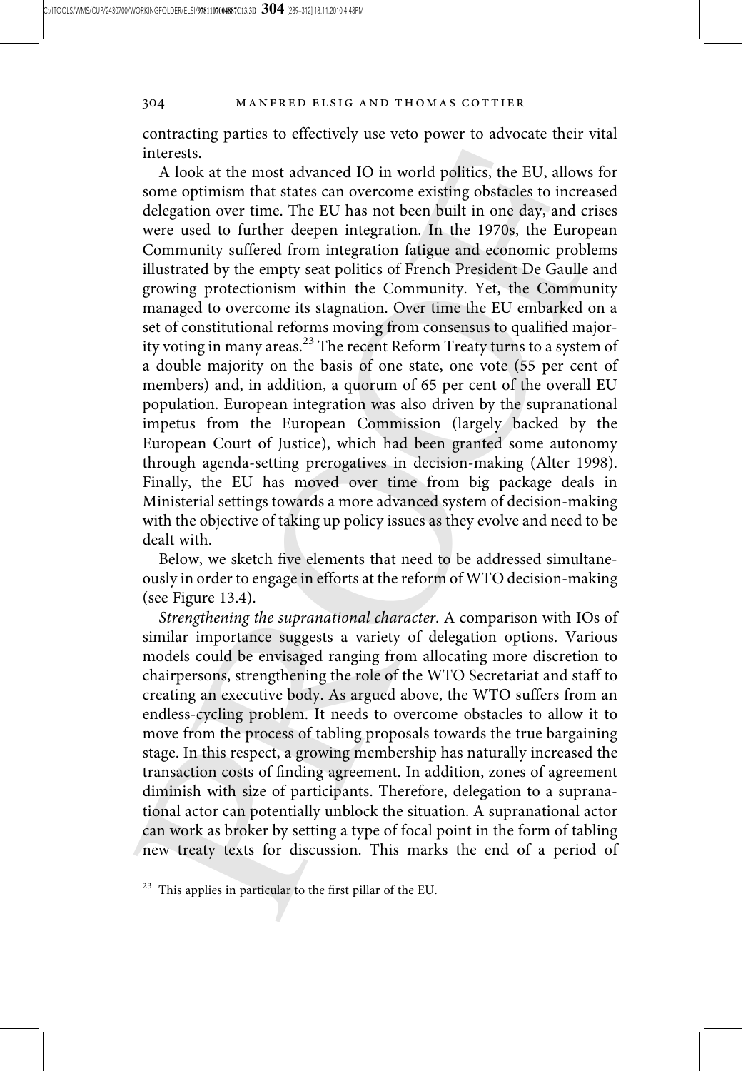contracting parties to effectively use veto power to advocate their vital interests.

A look at the most advanced IO in world politics, the EU, allows for some optimism that states can overcome existing obstacles to increased delegation over time. The EU has not been built in one day, and crises were used to further deepen integration. In the 1970s, the European Community suffered from integration fatigue and economic problems illustrated by the empty seat politics of French President De Gaulle and growing protectionism within the Community. Yet, the Community managed to overcome its stagnation. Over time the EU embarked on a set of constitutional reforms moving from consensus to qualified majority voting in many areas.[23] The recent Reform Treaty turns to a system of a double majority on the basis of one state, one vote (55 per cent of members) and, in addition, a quorum of 65 per cent of the overall EU population. European integration was also driven by the supranational impetus from the European Commission (largely backed by the European Court of Justice), which had been granted some autonomy through agenda-setting prerogatives in decision-making (Alter 1998). Finally, the EU has moved over time from big package deals in Ministerial settings towards a more advanced system of decision-making with the objective of taking up policy issues as they evolve and need to be dealt with.

Below, we sketch five elements that need to be addressed simultaneously in order to engage in efforts at the reform of WTO decision-making (see Figure 13.4).

*Strengthening the supranational character*. A comparison with IOs of similar importance suggests a variety of delegation options. Various models could be envisaged ranging from allocating more discretion to chairpersons, strengthening the role of the WTO Secretariat and staff to creating an executive body. As argued above, the WTO suffers from an endless-cycling problem. It needs to overcome obstacles to allow it to move from the process of tabling proposals towards the true bargaining stage. In this respect, a growing membership has naturally increased the transaction costs of finding agreement. In addition, zones of agreement diminish with size of participants. Therefore, delegation to a supranational actor can potentially unblock the situation. A supranational actor can work as broker by setting a type of focal point in the form of tabling new treaty texts for discussion. This marks the end of a period of

[23] This applies in particular to the first pillar of the EU.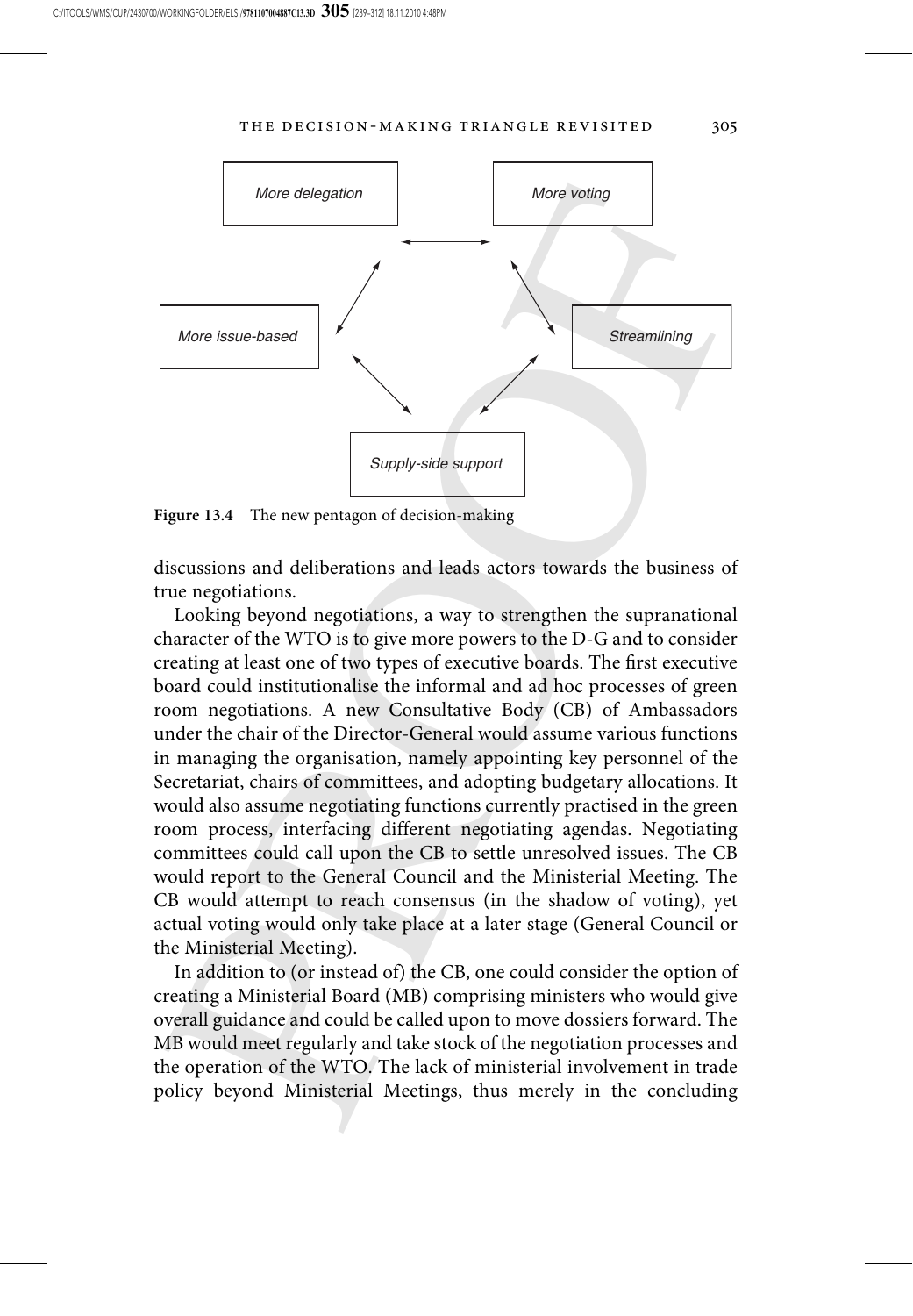More delegation

More voting

More issue-based

Streamlining

Supply-side support

**Figure 13.4** The new pentagon of decision-making

discussions and deliberations and leads actors towards the business of true negotiations.

Looking beyond negotiations, a way to strengthen the supranational character of the WTO is to give more powers to the D-G and to consider creating at least one of two types of executive boards. The first executive board could institutionalise the informal and ad hoc processes of green room negotiations. A new Consultative Body (CB) of Ambassadors under the chair of the Director-General would assume various functions in managing the organisation, namely appointing key personnel of the Secretariat, chairs of committees, and adopting budgetary allocations. It would also assume negotiating functions currently practised in the green room process, interfacing different negotiating agendas. Negotiating committees could call upon the CB to settle unresolved issues. The CB would report to the General Council and the Ministerial Meeting. The CB would attempt to reach consensus (in the shadow of voting), yet actual voting would only take place at a later stage (General Council or the Ministerial Meeting).

In addition to (or instead of) the CB, one could consider the option of creating a Ministerial Board (MB) comprising ministers who would give overall guidance and could be called upon to move dossiers forward. The MB would meet regularly and take stock of the negotiation processes and the operation of the WTO. The lack of ministerial involvement in trade policy beyond Ministerial Meetings, thus merely in the concluding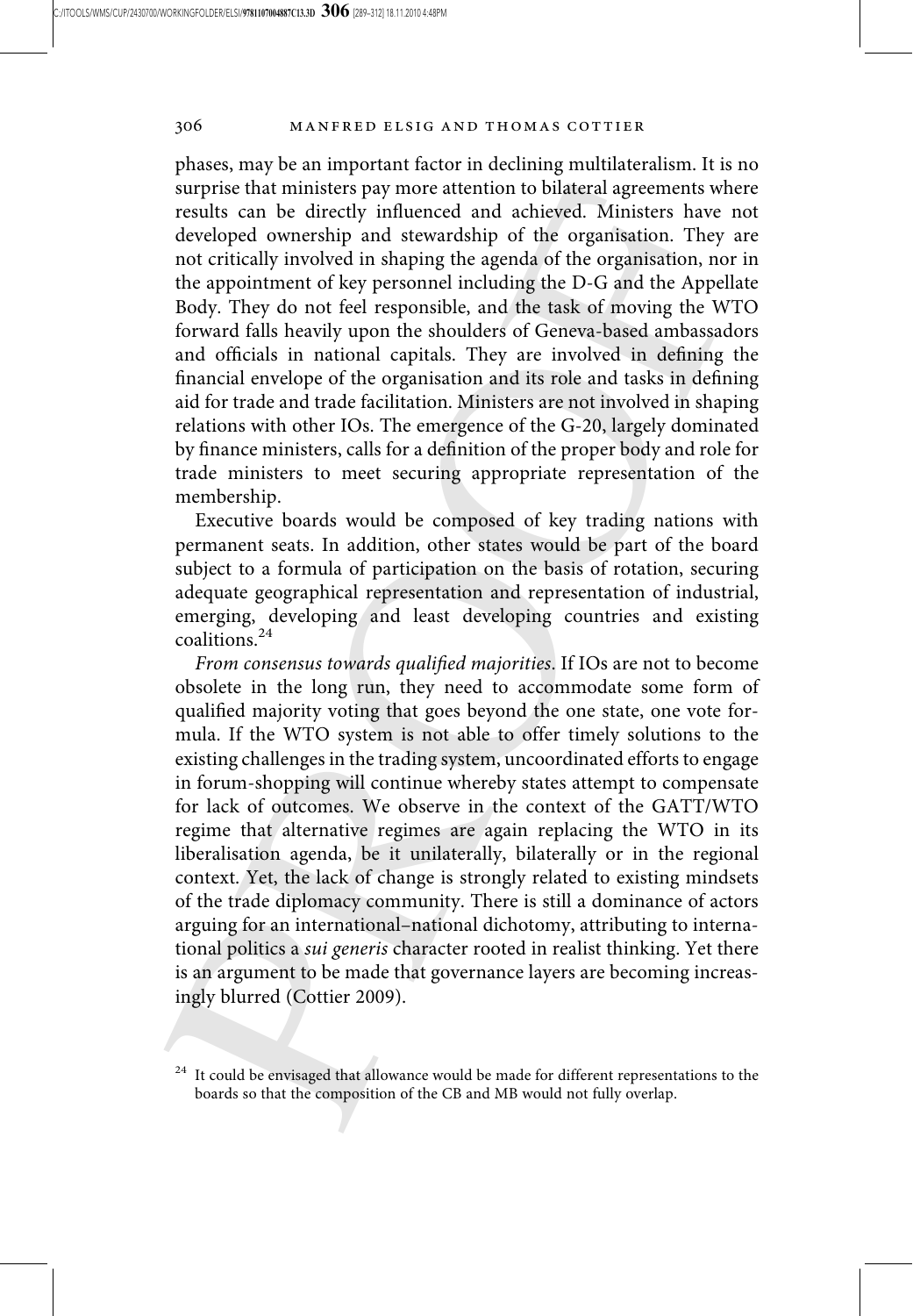phases, may be an important factor in declining multilateralism. It is no surprise that ministers pay more attention to bilateral agreements where results can be directly influenced and achieved. Ministers have not developed ownership and stewardship of the organisation. They are not critically involved in shaping the agenda of the organisation, nor in the appointment of key personnel including the D-G and the Appellate Body. They do not feel responsible, and the task of moving the WTO forward falls heavily upon the shoulders of Geneva-based ambassadors and officials in national capitals. They are involved in defining the financial envelope of the organisation and its role and tasks in defining aid for trade and trade facilitation. Ministers are not involved in shaping relations with other IOs. The emergence of the G-20, largely dominated by finance ministers, calls for a definition of the proper body and role for trade ministers to meet securing appropriate representation of the membership.

Executive boards would be composed of key trading nations with permanent seats. In addition, other states would be part of the board subject to a formula of participation on the basis of rotation, securing adequate geographical representation and representation of industrial, emerging, developing and least developing countries and existing coalitions.[24]

*From consensus towards qualified majorities.* If IOs are not to become obsolete in the long run, they need to accommodate some form of qualified majority voting that goes beyond the one state, one vote formula. If the WTO system is not able to offer timely solutions to the existing challenges in the trading system, uncoordinated efforts to engage in forum-shopping will continue whereby states attempt to compensate for lack of outcomes. We observe in the context of the GATT/WTO regime that alternative regimes are again replacing the WTO in its liberalisation agenda, be it unilaterally, bilaterally or in the regional context. Yet, the lack of change is strongly related to existing mindsets of the trade diplomacy community. There is still a dominance of actors arguing for an international–national dichotomy, attributing to international politics a *sui generis* character rooted in realist thinking. Yet there is an argument to be made that governance layers are becoming increasingly blurred (Cottier 2009).

[24] It could be envisaged that allowance would be made for different representations to the boards so that the composition of the CB and MB would not fully overlap.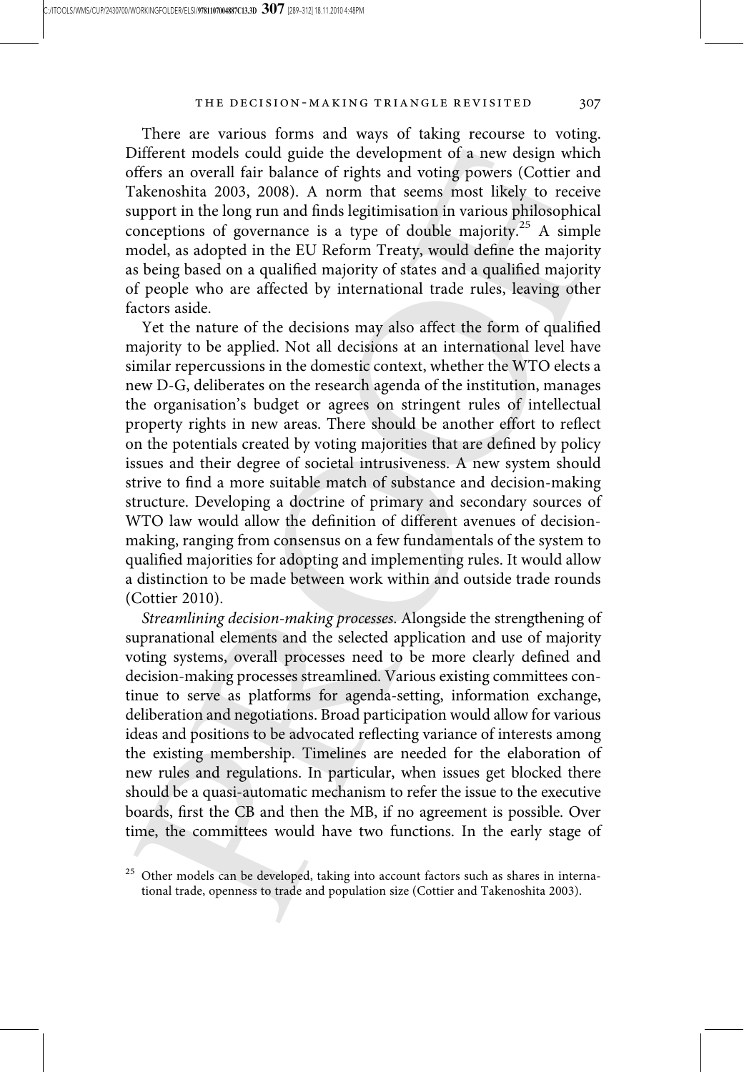There are various forms and ways of taking recourse to voting. Different models could guide the development of a new design which offers an overall fair balance of rights and voting powers (Cottier and Takenoshita 2003, 2008). A norm that seems most likely to receive support in the long run and finds legitimisation in various philosophical conceptions of governance is a type of double majority.[25] A simple model, as adopted in the EU Reform Treaty, would define the majority as being based on a qualified majority of states and a qualified majority of people who are affected by international trade rules, leaving other factors aside.

Yet the nature of the decisions may also affect the form of qualified majority to be applied. Not all decisions at an international level have similar repercussions in the domestic context, whether the WTO elects a new D-G, deliberates on the research agenda of the institution, manages the organisation's budget or agrees on stringent rules of intellectual property rights in new areas. There should be another effort to reflect on the potentials created by voting majorities that are defined by policy issues and their degree of societal intrusiveness. A new system should strive to find a more suitable match of substance and decision-making structure. Developing a doctrine of primary and secondary sources of WTO law would allow the definition of different avenues of decision-making, ranging from consensus on a few fundamentals of the system to qualified majorities for adopting and implementing rules. It would allow a distinction to be made between work within and outside trade rounds (Cottier 2010).

*Streamlining decision-making processes.* Alongside the strengthening of supranational elements and the selected application and use of majority voting systems, overall processes need to be more clearly defined and decision-making processes streamlined. Various existing committees continue to serve as platforms for agenda-setting, information exchange, deliberation and negotiations. Broad participation would allow for various ideas and positions to be advocated reflecting variance of interests among the existing membership. Timelines are needed for the elaboration of new rules and regulations. In particular, when issues get blocked there should be a quasi-automatic mechanism to refer the issue to the executive boards, first the CB and then the MB, if no agreement is possible. Over time, the committees would have two functions. In the early stage of

[25] Other models can be developed, taking into account factors such as shares in international trade, openness to trade and population size (Cottier and Takenoshita 2003).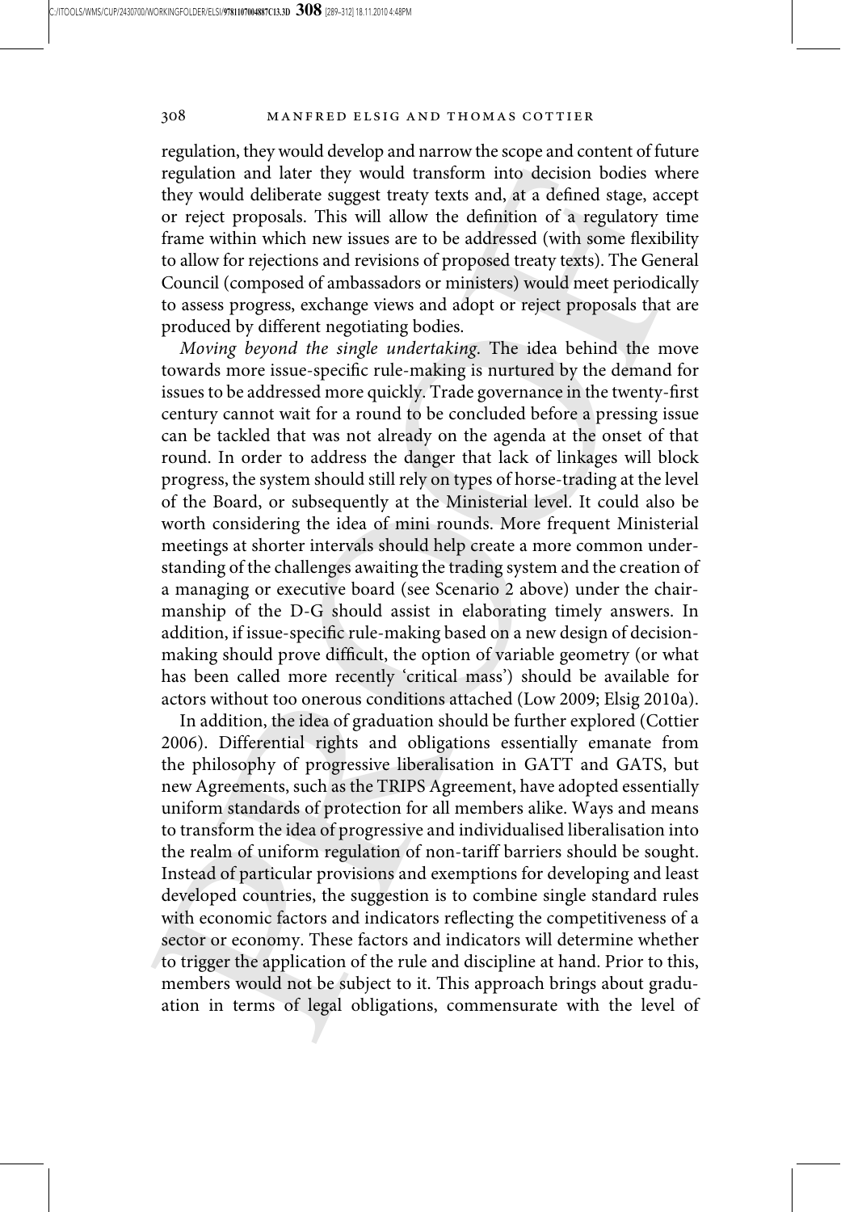regulation, they would develop and narrow the scope and content of future regulation and later they would transform into decision bodies where they would deliberate suggest treaty texts and, at a defined stage, accept or reject proposals. This will allow the definition of a regulatory time frame within which new issues are to be addressed (with some flexibility to allow for rejections and revisions of proposed treaty texts). The General Council (composed of ambassadors or ministers) would meet periodically to assess progress, exchange views and adopt or reject proposals that are produced by different negotiating bodies.

*Moving beyond the single undertaking.* The idea behind the move towards more issue-specific rule-making is nurtured by the demand for issues to be addressed more quickly. Trade governance in the twenty-first century cannot wait for a round to be concluded before a pressing issue can be tackled that was not already on the agenda at the onset of that round. In order to address the danger that lack of linkages will block progress, the system should still rely on types of horse-trading at the level of the Board, or subsequently at the Ministerial level. It could also be worth considering the idea of mini rounds. More frequent Ministerial meetings at shorter intervals should help create a more common understanding of the challenges awaiting the trading system and the creation of a managing or executive board (see Scenario 2 above) under the chairmanship of the D-G should assist in elaborating timely answers. In addition, if issue-specific rule-making based on a new design of decision-making should prove difficult, the option of variable geometry (or what has been called more recently 'critical mass') should be available for actors without too onerous conditions attached (Low 2009; Elsig 2010a).

In addition, the idea of graduation should be further explored (Cottier 2006). Differential rights and obligations essentially emanate from the philosophy of progressive liberalisation in GATT and GATS, but new Agreements, such as the TRIPS Agreement, have adopted essentially uniform standards of protection for all members alike. Ways and means to transform the idea of progressive and individualised liberalisation into the realm of uniform regulation of non-tariff barriers should be sought. Instead of particular provisions and exemptions for developing and least developed countries, the suggestion is to combine single standard rules with economic factors and indicators reflecting the competitiveness of a sector or economy. These factors and indicators will determine whether to trigger the application of the rule and discipline at hand. Prior to this, members would not be subject to it. This approach brings about graduation in terms of legal obligations, commensurate with the level of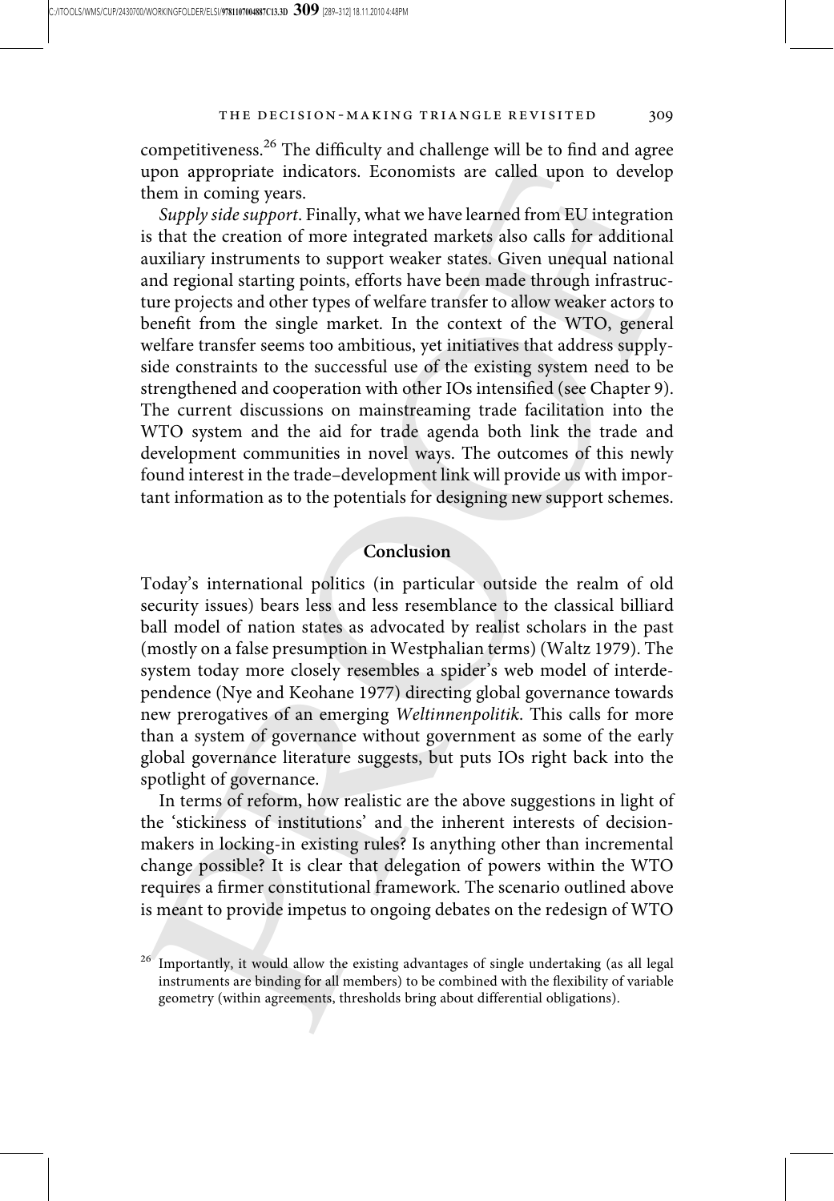competitiveness.[26] The difficulty and challenge will be to find and agree upon appropriate indicators. Economists are called upon to develop them in coming years.

*Supply side support*. Finally, what we have learned from EU integration is that the creation of more integrated markets also calls for additional auxiliary instruments to support weaker states. Given unequal national and regional starting points, efforts have been made through infrastructure projects and other types of welfare transfer to allow weaker actors to benefit from the single market. In the context of the WTO, general welfare transfer seems too ambitious, yet initiatives that address supply-side constraints to the successful use of the existing system need to be strengthened and cooperation with other IOs intensified (see Chapter 9). The current discussions on mainstreaming trade facilitation into the WTO system and the aid for trade agenda both link the trade and development communities in novel ways. The outcomes of this newly found interest in the trade–development link will provide us with important information as to the potentials for designing new support schemes.

## Conclusion

Today's international politics (in particular outside the realm of old security issues) bears less and less resemblance to the classical billiard ball model of nation states as advocated by realist scholars in the past (mostly on a false presumption in Westphalian terms) (Waltz 1979). The system today more closely resembles a spider's web model of interdependence (Nye and Keohane 1977) directing global governance towards new prerogatives of an emerging *Weltinnenpolitik*. This calls for more than a system of governance without government as some of the early global governance literature suggests, but puts IOs right back into the spotlight of governance.

In terms of reform, how realistic are the above suggestions in light of the 'stickiness of institutions' and the inherent interests of decision-makers in locking-in existing rules? Is anything other than incremental change possible? It is clear that delegation of powers within the WTO requires a firmer constitutional framework. The scenario outlined above is meant to provide impetus to ongoing debates on the redesign of WTO

[26] Importantly, it would allow the existing advantages of single undertaking (as all legal instruments are binding for all members) to be combined with the flexibility of variable geometry (within agreements, thresholds bring about differential obligations).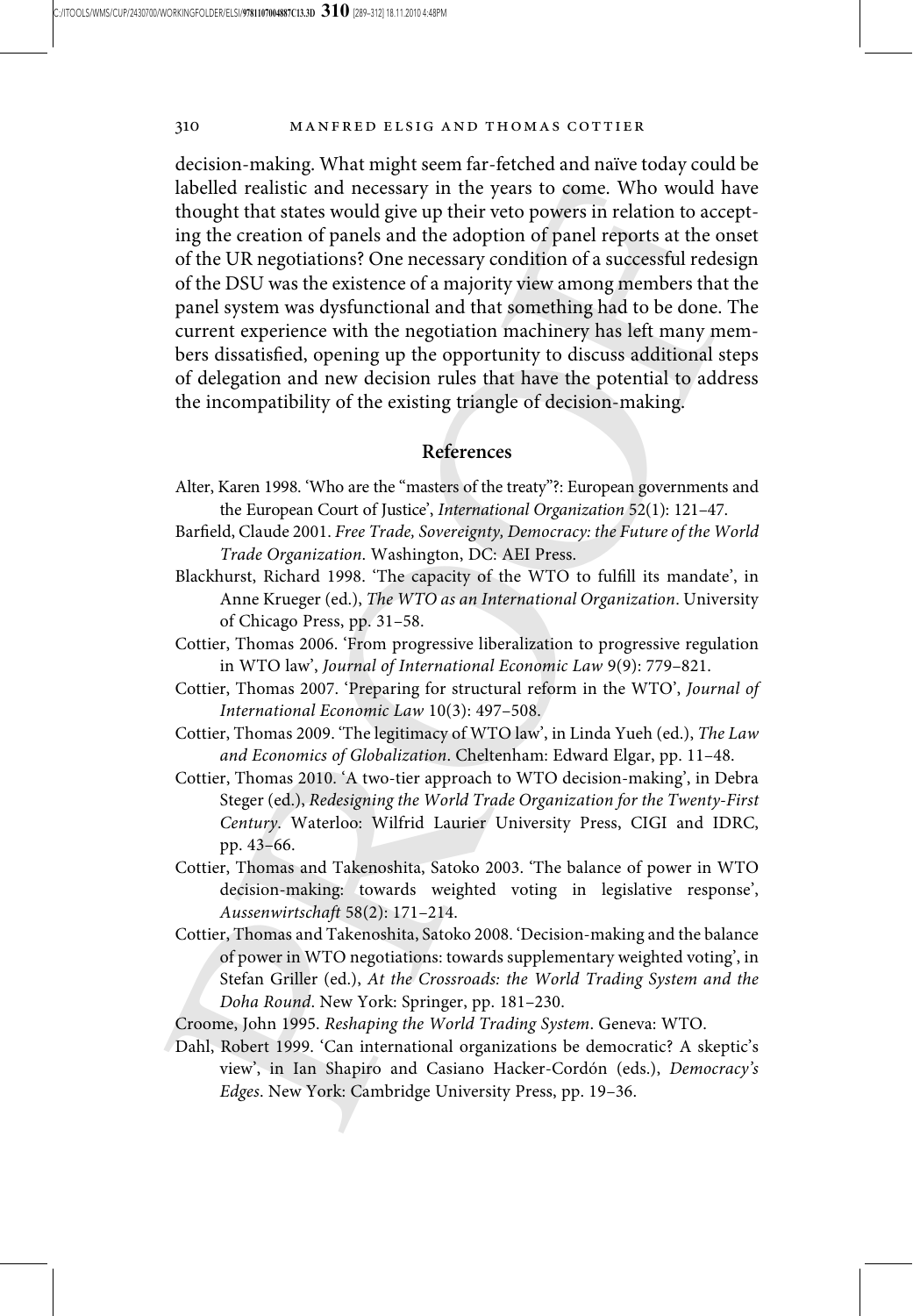decision-making. What might seem far-fetched and naïve today could be labelled realistic and necessary in the years to come. Who would have thought that states would give up their veto powers in relation to accepting the creation of panels and the adoption of panel reports at the onset of the UR negotiations? One necessary condition of a successful redesign of the DSU was the existence of a majority view among members that the panel system was dysfunctional and that something had to be done. The current experience with the negotiation machinery has left many members dissatisfied, opening up the opportunity to discuss additional steps of delegation and new decision rules that have the potential to address the incompatibility of the existing triangle of decision-making.

## References

Alter, Karen 1998. 'Who are the "masters of the treaty"?: European governments and the European Court of Justice', *International Organization* 52(1): 121–47.

Barfield, Claude 2001. *Free Trade, Sovereignty, Democracy: the Future of the World Trade Organization*. Washington, DC: AEI Press.

Blackhurst, Richard 1998. 'The capacity of the WTO to fulfill its mandate', in Anne Krueger (ed.), *The WTO as an International Organization*. University of Chicago Press, pp. 31–58.

Cottier, Thomas 2006. 'From progressive liberalization to progressive regulation in WTO law', *Journal of International Economic Law* 9(9): 779–821.

Cottier, Thomas 2007. 'Preparing for structural reform in the WTO', *Journal of International Economic Law* 10(3): 497–508.

Cottier, Thomas 2009. 'The legitimacy of WTO law', in Linda Yueh (ed.), *The Law and Economics of Globalization*. Cheltenham: Edward Elgar, pp. 11–48.

Cottier, Thomas 2010. 'A two-tier approach to WTO decision-making', in Debra Steger (ed.), *Redesigning the World Trade Organization for the Twenty-First Century*. Waterloo: Wilfrid Laurier University Press, CIGI and IDRC, pp. 43–66.

Cottier, Thomas and Takenoshita, Satoko 2003. 'The balance of power in WTO decision-making: towards weighted voting in legislative response', *Aussenwirtschaft* 58(2): 171–214.

Cottier, Thomas and Takenoshita, Satoko 2008. 'Decision-making and the balance of power in WTO negotiations: towards supplementary weighted voting', in Stefan Griller (ed.), *At the Crossroads: the World Trading System and the Doha Round*. New York: Springer, pp. 181–230.

Croome, John 1995. *Reshaping the World Trading System*. Geneva: WTO.

Dahl, Robert 1999. 'Can international organizations be democratic? A skeptic's view', in Ian Shapiro and Casiano Hacker-Cordón (eds.), *Democracy's Edges*. New York: Cambridge University Press, pp. 19–36.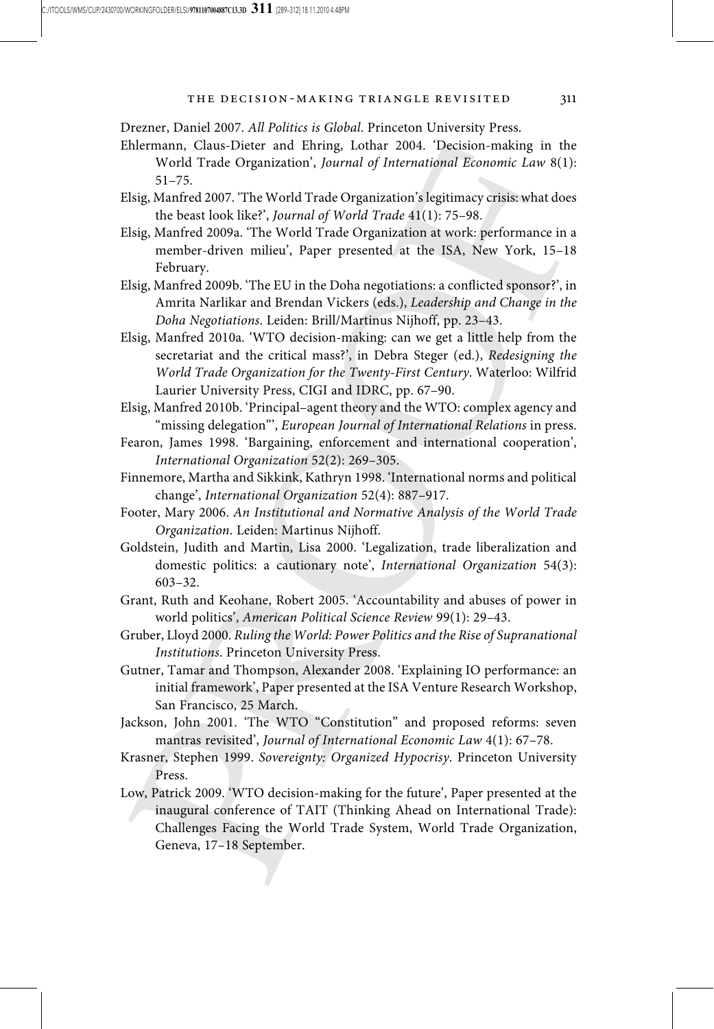Drezner, Daniel 2007. *All Politics is Global*. Princeton University Press.

Ehlermann, Claus-Dieter and Ehring, Lothar 2004. 'Decision-making in the World Trade Organization', *Journal of International Economic Law* 8(1): 51–75.

Elsig, Manfred 2007. 'The World Trade Organization's legitimacy crisis: what does the beast look like?', *Journal of World Trade* 41(1): 75–98.

Elsig, Manfred 2009a. 'The World Trade Organization at work: performance in a member-driven milieu', Paper presented at the ISA, New York, 15–18 February.

Elsig, Manfred 2009b. 'The EU in the Doha negotiations: a conflicted sponsor?', in Amrita Narlikar and Brendan Vickers (eds.), *Leadership and Change in the Doha Negotiations*. Leiden: Brill/Martinus Nijhoff, pp. 23–43.

Elsig, Manfred 2010a. 'WTO decision-making: can we get a little help from the secretariat and the critical mass?', in Debra Steger (ed.), *Redesigning the World Trade Organization for the Twenty-First Century*. Waterloo: Wilfrid Laurier University Press, CIGI and IDRC, pp. 67–90.

Elsig, Manfred 2010b. 'Principal–agent theory and the WTO: complex agency and "missing delegation"', *European Journal of International Relations* in press.

Fearon, James 1998. 'Bargaining, enforcement and international cooperation', *International Organization* 52(2): 269–305.

Finnemore, Martha and Sikkink, Kathryn 1998. 'International norms and political change', *International Organization* 52(4): 887–917.

Footer, Mary 2006. *An Institutional and Normative Analysis of the World Trade Organization*. Leiden: Martinus Nijhoff.

Goldstein, Judith and Martin, Lisa 2000. 'Legalization, trade liberalization and domestic politics: a cautionary note', *International Organization* 54(3): 603–32.

Grant, Ruth and Keohane, Robert 2005. 'Accountability and abuses of power in world politics', *American Political Science Review* 99(1): 29–43.

Gruber, Lloyd 2000. *Ruling the World: Power Politics and the Rise of Supranational Institutions*. Princeton University Press.

Gutner, Tamar and Thompson, Alexander 2008. 'Explaining IO performance: an initial framework', Paper presented at the ISA Venture Research Workshop, San Francisco, 25 March.

Jackson, John 2001. 'The WTO "Constitution" and proposed reforms: seven mantras revisited', *Journal of International Economic Law* 4(1): 67–78.

Krasner, Stephen 1999. *Sovereignty: Organized Hypocrisy*. Princeton University Press.

Low, Patrick 2009. 'WTO decision-making for the future', Paper presented at the inaugural conference of TAIT (Thinking Ahead on International Trade): Challenges Facing the World Trade System, World Trade Organization, Geneva, 17–18 September.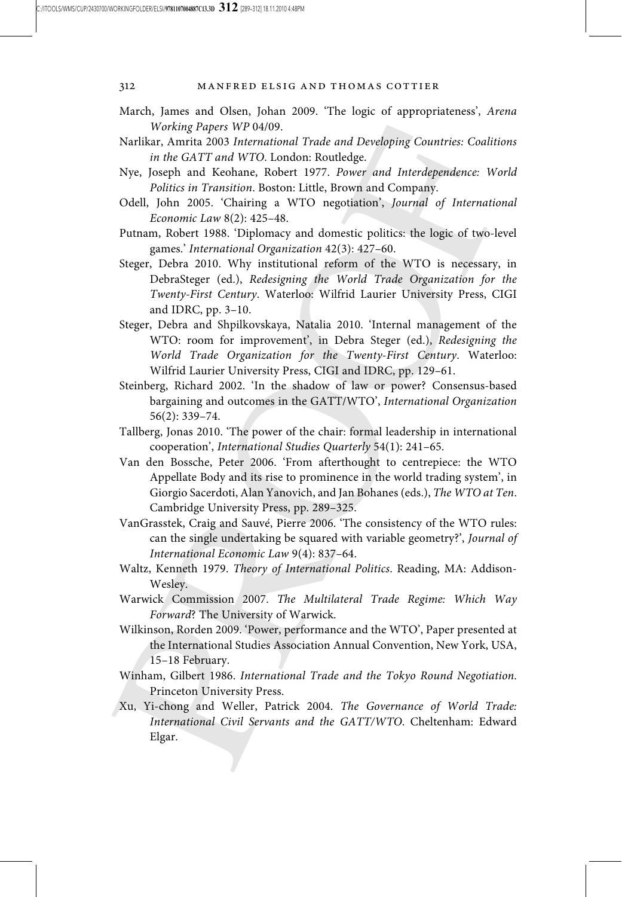March, James and Olsen, Johan 2009. 'The logic of appropriateness', *Arena Working Papers WP* 04/09.

Narlikar, Amrita 2003 *International Trade and Developing Countries: Coalitions in the GATT and WTO*. London: Routledge.

Nye, Joseph and Keohane, Robert 1977. *Power and Interdependence: World Politics in Transition*. Boston: Little, Brown and Company.

Odell, John 2005. 'Chairing a WTO negotiation', *Journal of International Economic Law* 8(2): 425–48.

Putnam, Robert 1988. 'Diplomacy and domestic politics: the logic of two-level games.' *International Organization* 42(3): 427–60.

Steger, Debra 2010. Why institutional reform of the WTO is necessary, in DebraSteger (ed.), *Redesigning the World Trade Organization for the Twenty-First Century*. Waterloo: Wilfrid Laurier University Press, CIGI and IDRC, pp. 3–10.

Steger, Debra and Shpilkovskaya, Natalia 2010. 'Internal management of the WTO: room for improvement', in Debra Steger (ed.), *Redesigning the World Trade Organization for the Twenty-First Century*. Waterloo: Wilfrid Laurier University Press, CIGI and IDRC, pp. 129–61.

Steinberg, Richard 2002. 'In the shadow of law or power? Consensus-based bargaining and outcomes in the GATT/WTO', *International Organization* 56(2): 339–74.

Tallberg, Jonas 2010. 'The power of the chair: formal leadership in international cooperation', *International Studies Quarterly* 54(1): 241–65.

Van den Bossche, Peter 2006. 'From afterthought to centrepiece: the WTO Appellate Body and its rise to prominence in the world trading system', in Giorgio Sacerdoti, Alan Yanovich, and Jan Bohanes (eds.), *The WTO at Ten*. Cambridge University Press, pp. 289–325.

VanGrasstek, Craig and Sauvé, Pierre 2006. 'The consistency of the WTO rules: can the single undertaking be squared with variable geometry?', *Journal of International Economic Law* 9(4): 837–64.

Waltz, Kenneth 1979. *Theory of International Politics*. Reading, MA: Addison-Wesley.

Warwick Commission 2007. *The Multilateral Trade Regime: Which Way Forward*? The University of Warwick.

Wilkinson, Rorden 2009. 'Power, performance and the WTO', Paper presented at the International Studies Association Annual Convention, New York, USA, 15–18 February.

Winham, Gilbert 1986. *International Trade and the Tokyo Round Negotiation*. Princeton University Press.

Xu, Yi-chong and Weller, Patrick 2004. *The Governance of World Trade: International Civil Servants and the GATT/WTO*. Cheltenham: Edward Elgar.